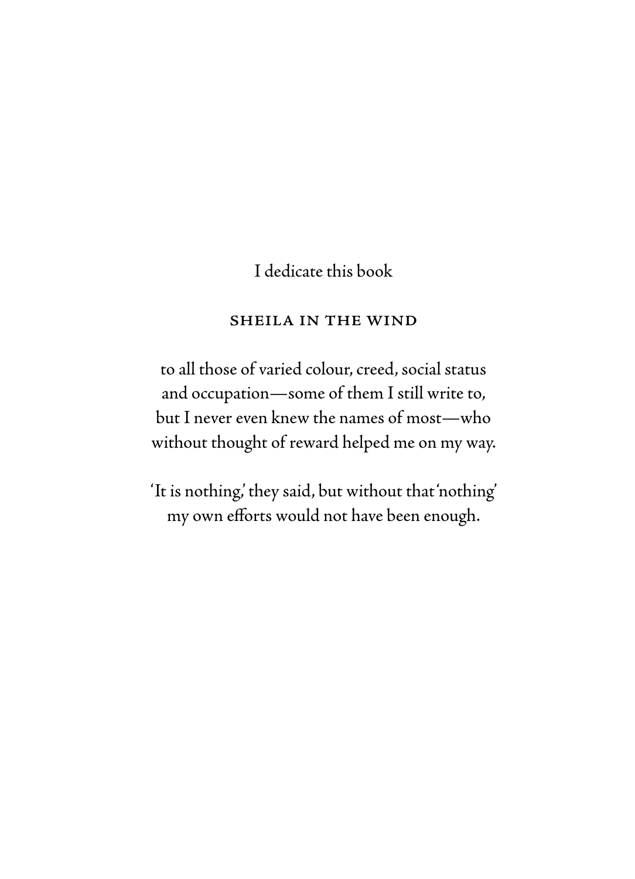I dedicate this book

SHEILA IN THE WIND

to all those of varied colour, creed, social status and occupation—some of them I still write to, but I never even knew the names of most—who without thought of reward helped me on my way.

'It is nothing,' they said, but without that 'nothing' my own efforts would not have been enough.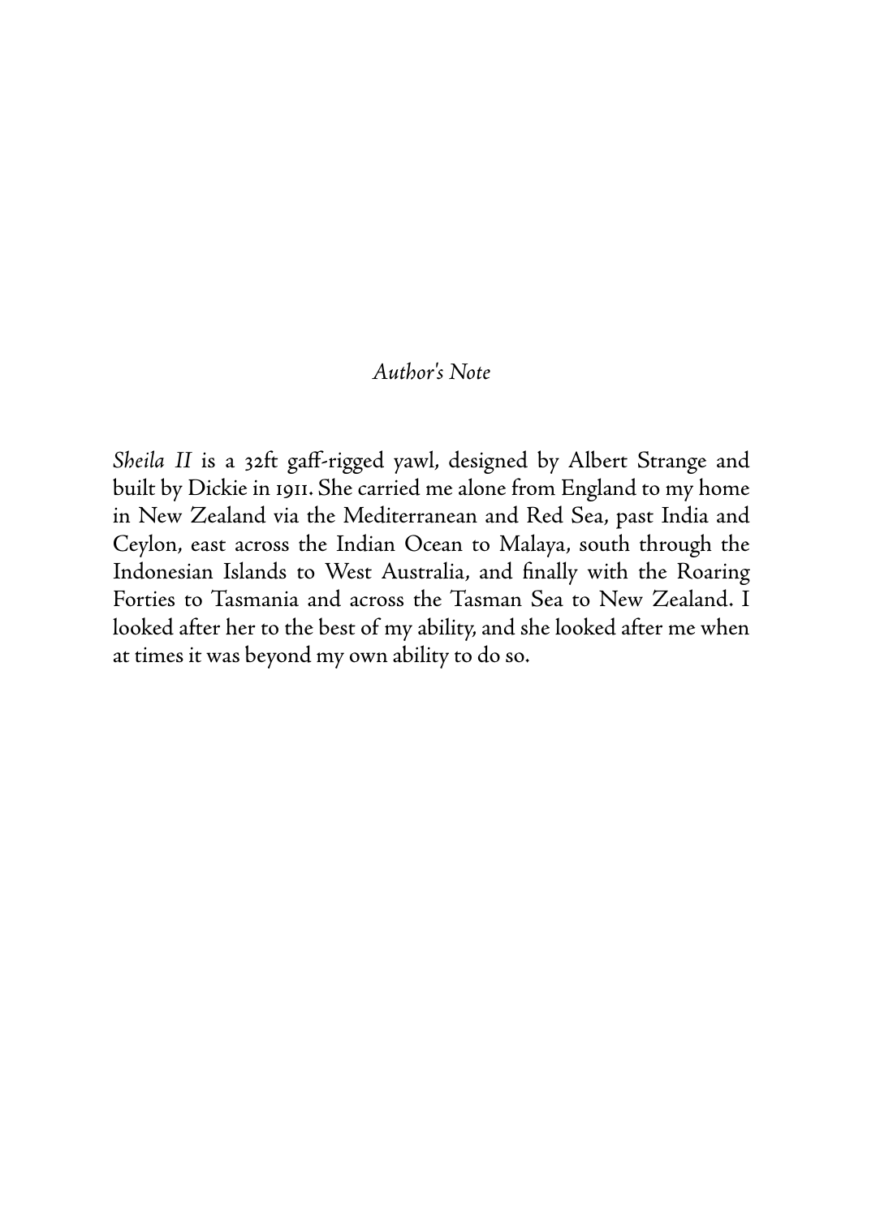## *Author's Note*

*Sheila II* is a 32ft gaff-rigged yawl, designed by Albert Strange and built by Dickie in 1911. She carried me alone from England to my home in New Zealand via the Mediterranean and Red Sea, past India and Ceylon, east across the Indian Ocean to Malaya, south through the Indonesian Islands to West Australia, and finally with the Roaring Forties to Tasmania and across the Tasman Sea to New Zealand. I looked after her to the best of my ability, and she looked after me when at times it was beyond my own ability to do so.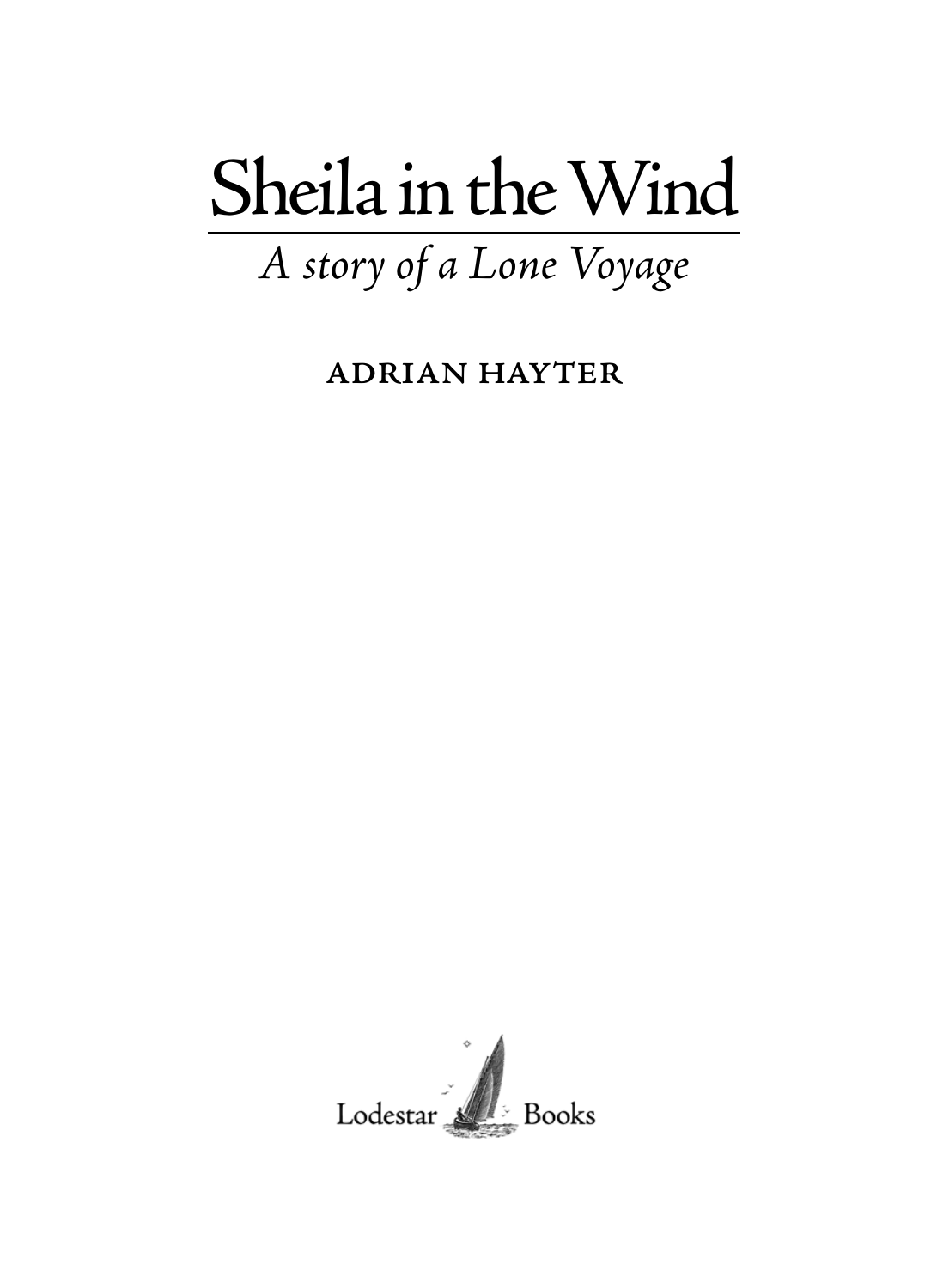# Sheila in the Wind

*A story of a Lone Voyage*

ADRIAN HAYTER

Lodestar Books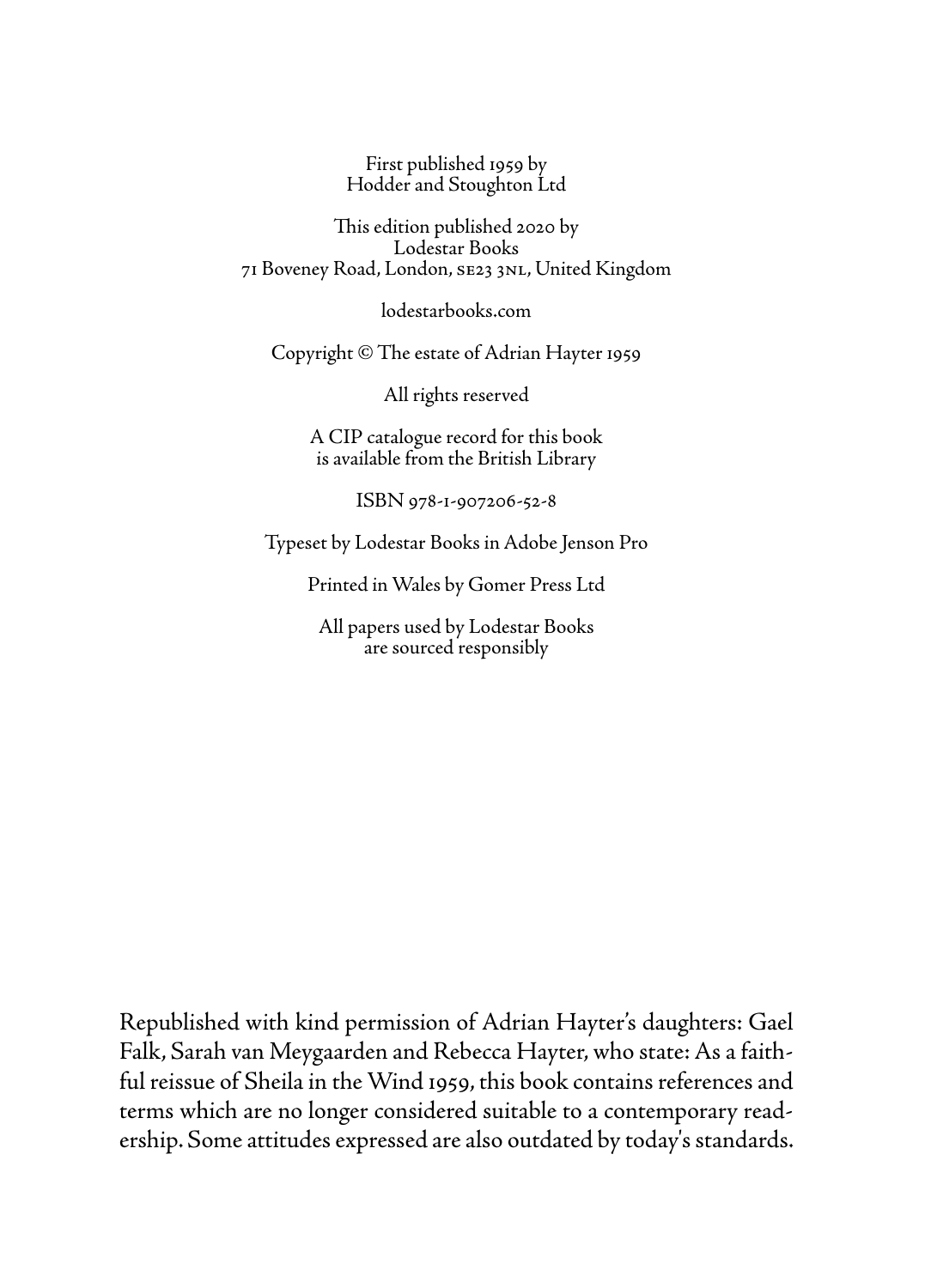First published 1959 by
Hodder and Stoughton Ltd

This edition published 2020 by
Lodestar Books
71 Boveney Road, London, SE23 3NL, United Kingdom

lodestarbooks.com

Copyright © The estate of Adrian Hayter 1959

All rights reserved

A CIP catalogue record for this book
is available from the British Library

ISBN 978-1-907206-52-8

Typeset by Lodestar Books in Adobe Jenson Pro

Printed in Wales by Gomer Press Ltd

All papers used by Lodestar Books
are sourced responsibly

Republished with kind permission of Adrian Hayter's daughters: Gael Falk, Sarah van Meygaarden and Rebecca Hayter, who state: As a faithful reissue of Sheila in the Wind 1959, this book contains references and terms which are no longer considered suitable to a contemporary readership. Some attitudes expressed are also outdated by today's standards.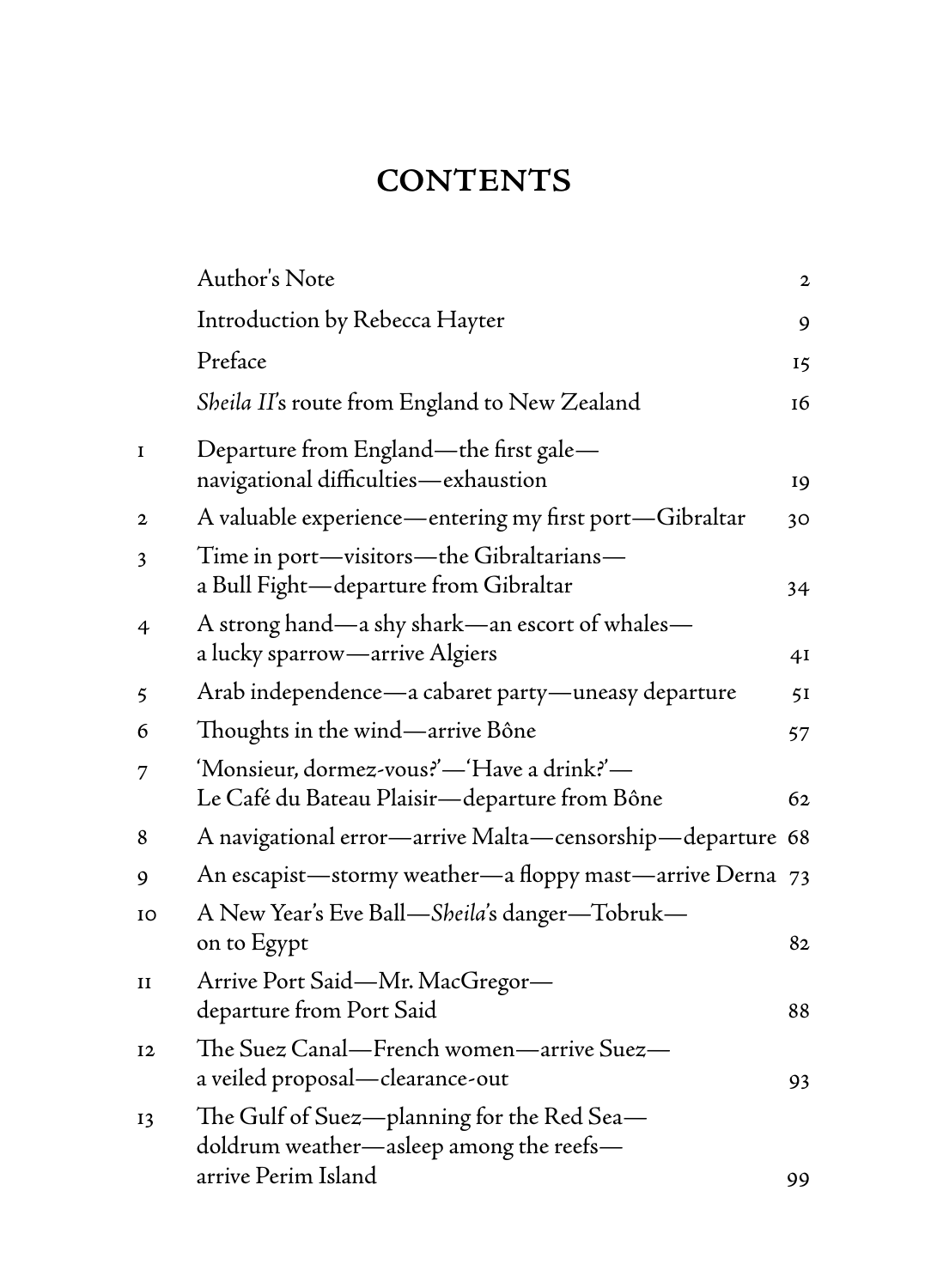# CONTENTS

| | | |
|---|---|---|
| | Author's Note | 2 |
| | Introduction by Rebecca Hayter | 9 |
| | Preface | 15 |
| | *Sheila II*'s route from England to New Zealand | 16 |
| 1 | Departure from England—the first gale—navigational difficulties—exhaustion | 19 |
| 2 | A valuable experience—entering my first port—Gibraltar | 30 |
| 3 | Time in port—visitors—the Gibraltarians—a Bull Fight—departure from Gibraltar | 34 |
| 4 | A strong hand—a shy shark—an escort of whales—a lucky sparrow—arrive Algiers | 41 |
| 5 | Arab independence—a cabaret party—uneasy departure | 51 |
| 6 | Thoughts in the wind—arrive Bône | 57 |
| 7 | 'Monsieur, dormez-vous?'—'Have a drink?'—Le Café du Bateau Plaisir—departure from Bône | 62 |
| 8 | A navigational error—arrive Malta—censorship—departure | 68 |
| 9 | An escapist—stormy weather—a floppy mast—arrive Derna | 73 |
| 10 | A New Year's Eve Ball—*Sheila*'s danger—Tobruk—on to Egypt | 82 |
| 11 | Arrive Port Said—Mr. MacGregor—departure from Port Said | 88 |
| 12 | The Suez Canal—French women—arrive Suez—a veiled proposal—clearance-out | 93 |
| 13 | The Gulf of Suez—planning for the Red Sea—doldrum weather—asleep among the reefs—arrive Perim Island | 99 |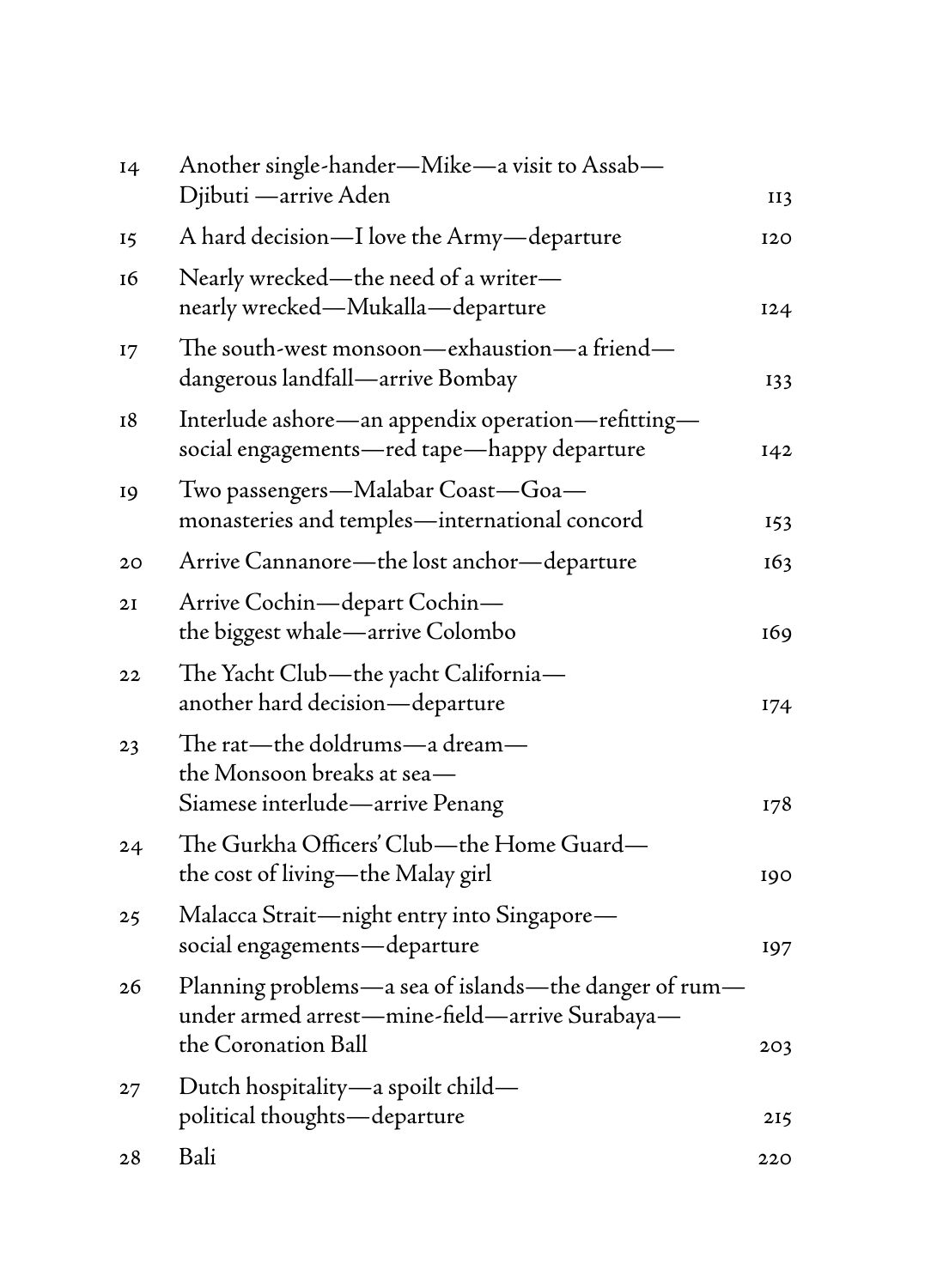| | | |
|---|---|---|
| 14 | Another single-hander—Mike—a visit to Assab—Djibuti —arrive Aden | 113 |
| 15 | A hard decision—I love the Army—departure | 120 |
| 16 | Nearly wrecked—the need of a writer—nearly wrecked—Mukalla—departure | 124 |
| 17 | The south-west monsoon—exhaustion—a friend—dangerous landfall—arrive Bombay | 133 |
| 18 | Interlude ashore—an appendix operation—refitting—social engagements—red tape—happy departure | 142 |
| 19 | Two passengers—Malabar Coast—Goa—monasteries and temples—international concord | 153 |
| 20 | Arrive Cannanore—the lost anchor—departure | 163 |
| 21 | Arrive Cochin—depart Cochin—the biggest whale—arrive Colombo | 169 |
| 22 | The Yacht Club—the yacht California—another hard decision—departure | 174 |
| 23 | The rat—the doldrums—a dream—the Monsoon breaks at sea—Siamese interlude—arrive Penang | 178 |
| 24 | The Gurkha Officers' Club—the Home Guard—the cost of living—the Malay girl | 190 |
| 25 | Malacca Strait—night entry into Singapore—social engagements—departure | 197 |
| 26 | Planning problems—a sea of islands—the danger of rum—under armed arrest—mine-field—arrive Surabaya—the Coronation Ball | 203 |
| 27 | Dutch hospitality—a spoilt child—political thoughts—departure | 215 |
| 28 | Bali | 220 |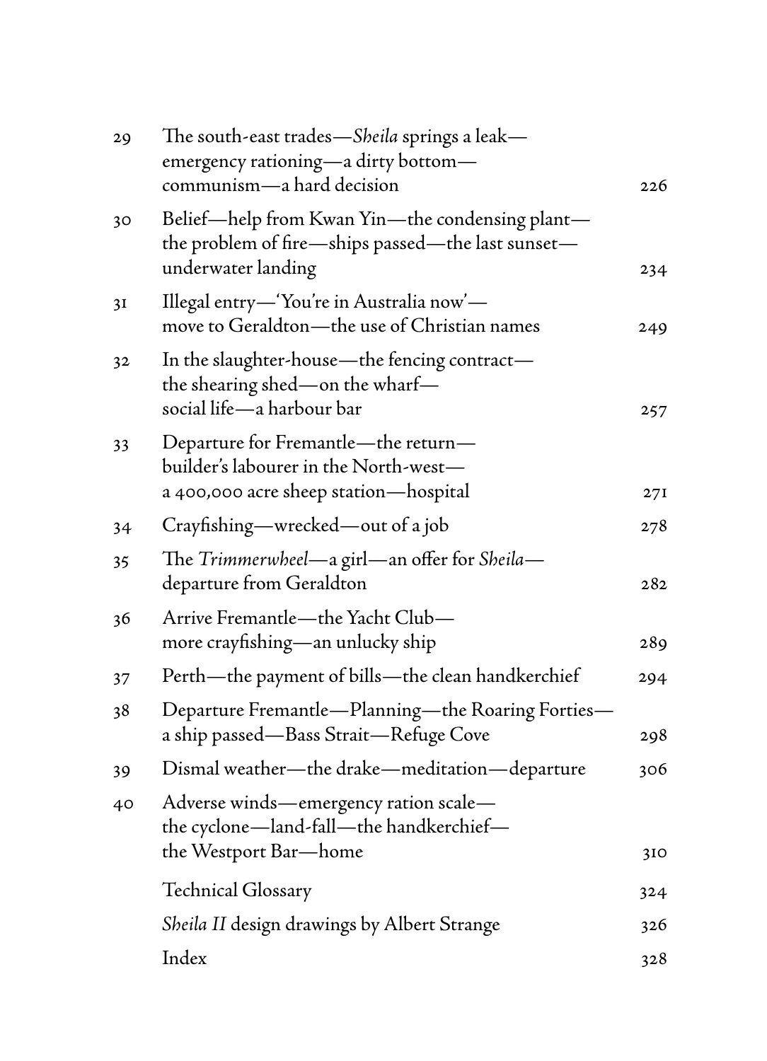| | | |
|---|---|---|
| 29 | The south-east trades—*Sheila* springs a leak—emergency rationing—a dirty bottom—communism—a hard decision | 226 |
| 30 | Belief—help from Kwan Yin—the condensing plant—the problem of fire—ships passed—the last sunset—underwater landing | 234 |
| 31 | Illegal entry—'You're in Australia now'—move to Geraldton—the use of Christian names | 249 |
| 32 | In the slaughter-house—the fencing contract—the shearing shed—on the wharf—social life—a harbour bar | 257 |
| 33 | Departure for Fremantle—the return—builder's labourer in the North-west—a 400,000 acre sheep station—hospital | 271 |
| 34 | Crayfishing—wrecked—out of a job | 278 |
| 35 | The *Trimmerwheel*—a girl—an offer for *Sheila*—departure from Geraldton | 282 |
| 36 | Arrive Fremantle—the Yacht Club—more crayfishing—an unlucky ship | 289 |
| 37 | Perth—the payment of bills—the clean handkerchief | 294 |
| 38 | Departure Fremantle—Planning—the Roaring Forties—a ship passed—Bass Strait—Refuge Cove | 298 |
| 39 | Dismal weather—the drake—meditation—departure | 306 |
| 40 | Adverse winds—emergency ration scale—the cyclone—land-fall—the handkerchief—the Westport Bar—home | 310 |
| | Technical Glossary | 324 |
| | *Sheila II* design drawings by Albert Strange | 326 |
| | Index | 328 |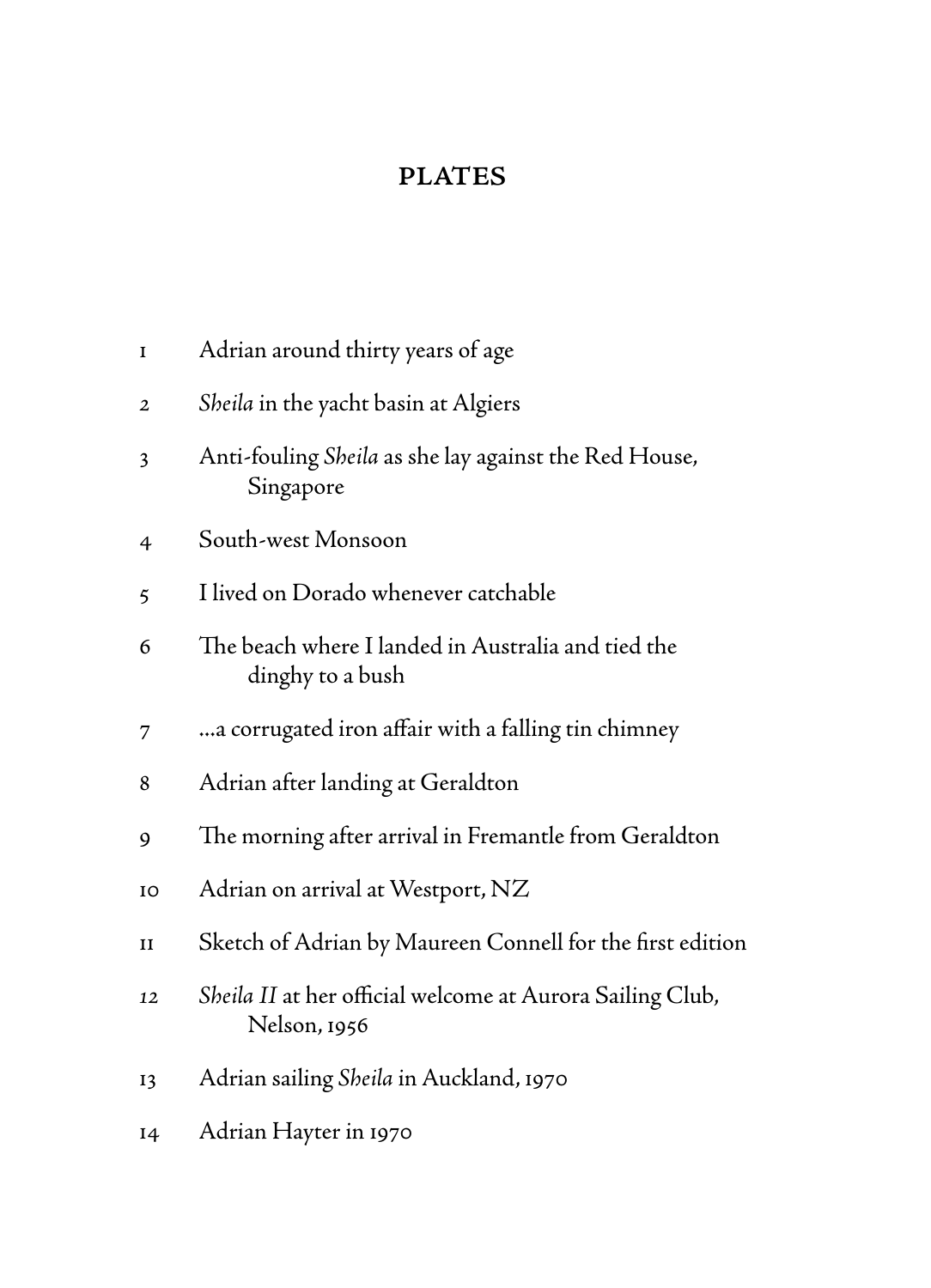# PLATES

1 Adrian around thirty years of age

2 *Sheila* in the yacht basin at Algiers

3 Anti-fouling *Sheila* as she lay against the Red House, Singapore

4 South-west Monsoon

5 I lived on Dorado whenever catchable

6 The beach where I landed in Australia and tied the dinghy to a bush

7 ...a corrugated iron affair with a falling tin chimney

8 Adrian after landing at Geraldton

9 The morning after arrival in Fremantle from Geraldton

10 Adrian on arrival at Westport, NZ

11 Sketch of Adrian by Maureen Connell for the first edition

12 *Sheila II* at her official welcome at Aurora Sailing Club, Nelson, 1956

13 Adrian sailing *Sheila* in Auckland, 1970

14 Adrian Hayter in 1970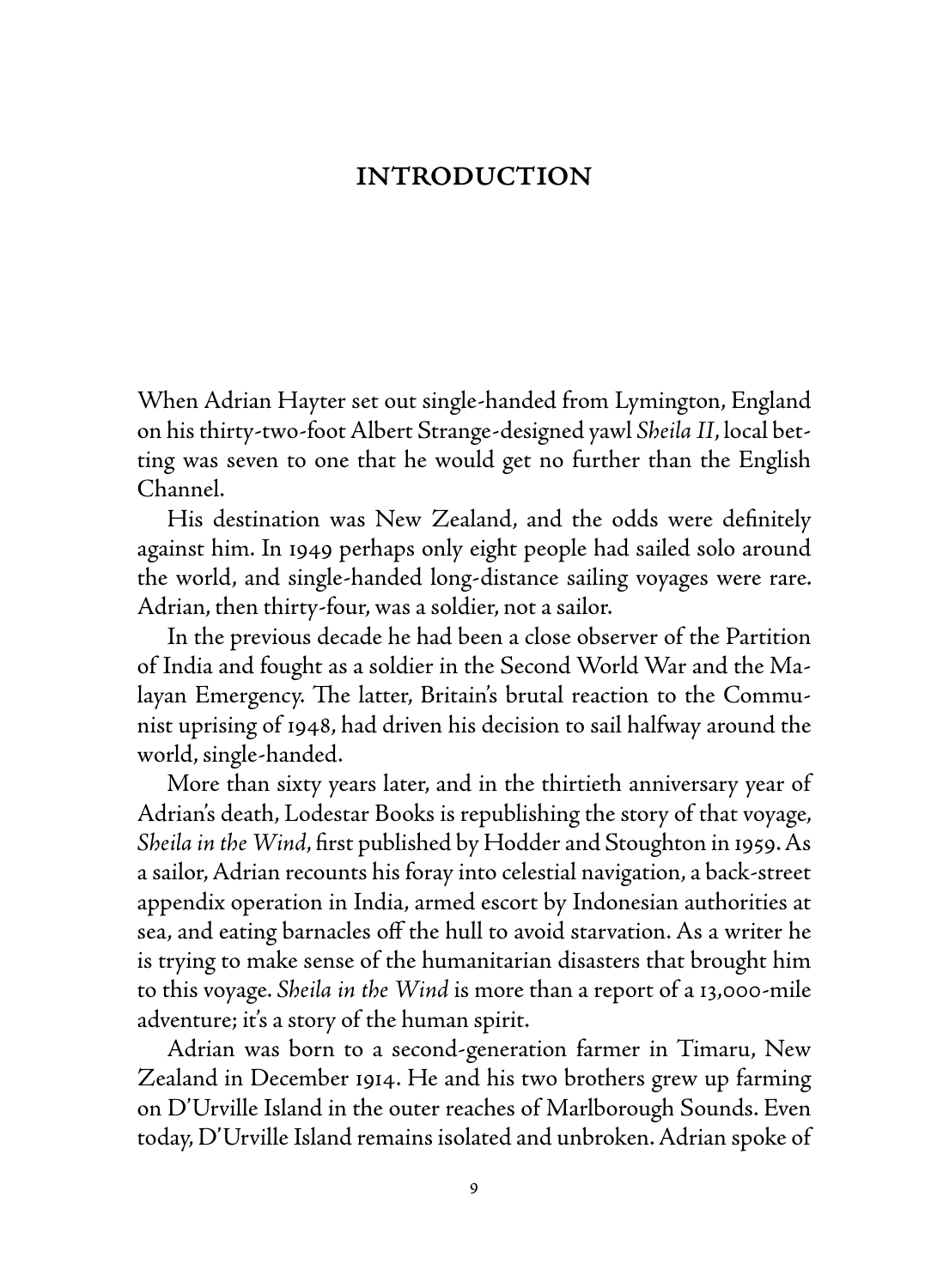# INTRODUCTION

When Adrian Hayter set out single-handed from Lymington, England on his thirty-two-foot Albert Strange-designed yawl *Sheila II*, local betting was seven to one that he would get no further than the English Channel.

His destination was New Zealand, and the odds were definitely against him. In 1949 perhaps only eight people had sailed solo around the world, and single-handed long-distance sailing voyages were rare. Adrian, then thirty-four, was a soldier, not a sailor.

In the previous decade he had been a close observer of the Partition of India and fought as a soldier in the Second World War and the Malayan Emergency. The latter, Britain's brutal reaction to the Communist uprising of 1948, had driven his decision to sail halfway around the world, single-handed.

More than sixty years later, and in the thirtieth anniversary year of Adrian's death, Lodestar Books is republishing the story of that voyage, *Sheila in the Wind*, first published by Hodder and Stoughton in 1959. As a sailor, Adrian recounts his foray into celestial navigation, a back-street appendix operation in India, armed escort by Indonesian authorities at sea, and eating barnacles off the hull to avoid starvation. As a writer he is trying to make sense of the humanitarian disasters that brought him to this voyage. *Sheila in the Wind* is more than a report of a 13,000-mile adventure; it's a story of the human spirit.

Adrian was born to a second-generation farmer in Timaru, New Zealand in December 1914. He and his two brothers grew up farming on D'Urville Island in the outer reaches of Marlborough Sounds. Even today, D'Urville Island remains isolated and unbroken. Adrian spoke of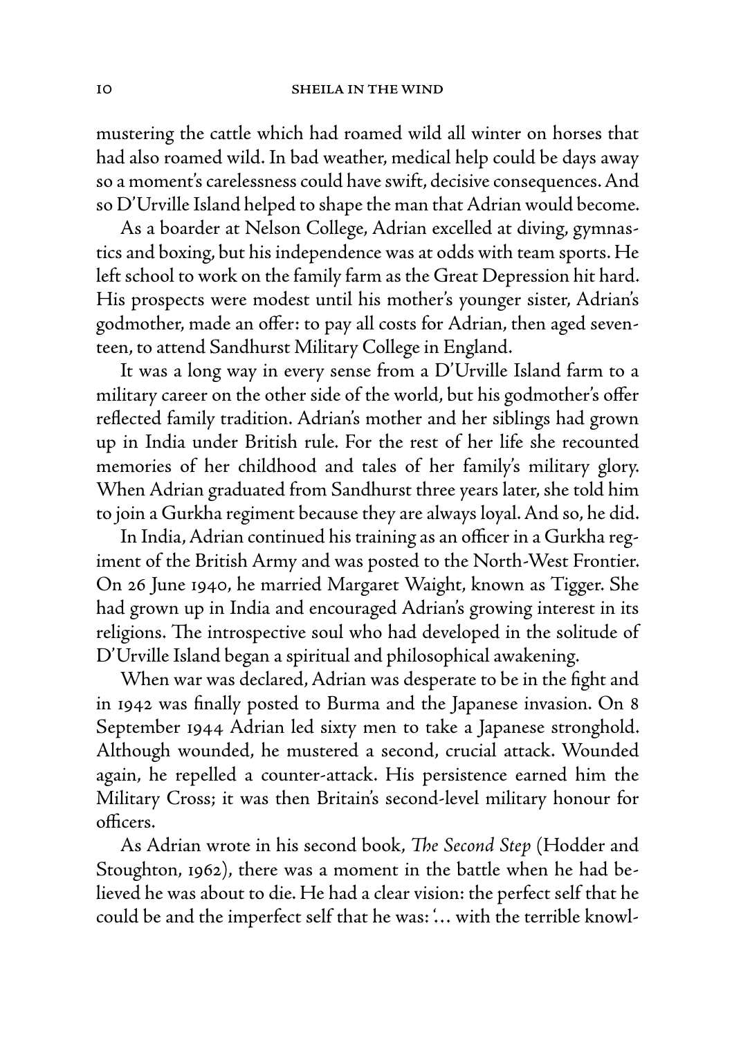mustering the cattle which had roamed wild all winter on horses that had also roamed wild. In bad weather, medical help could be days away so a moment's carelessness could have swift, decisive consequences. And so D'Urville Island helped to shape the man that Adrian would become.

As a boarder at Nelson College, Adrian excelled at diving, gymnastics and boxing, but his independence was at odds with team sports. He left school to work on the family farm as the Great Depression hit hard. His prospects were modest until his mother's younger sister, Adrian's godmother, made an offer: to pay all costs for Adrian, then aged seventeen, to attend Sandhurst Military College in England.

It was a long way in every sense from a D'Urville Island farm to a military career on the other side of the world, but his godmother's offer reflected family tradition. Adrian's mother and her siblings had grown up in India under British rule. For the rest of her life she recounted memories of her childhood and tales of her family's military glory. When Adrian graduated from Sandhurst three years later, she told him to join a Gurkha regiment because they are always loyal. And so, he did.

In India, Adrian continued his training as an officer in a Gurkha regiment of the British Army and was posted to the North-West Frontier. On 26 June 1940, he married Margaret Waight, known as Tigger. She had grown up in India and encouraged Adrian's growing interest in its religions. The introspective soul who had developed in the solitude of D'Urville Island began a spiritual and philosophical awakening.

When war was declared, Adrian was desperate to be in the fight and in 1942 was finally posted to Burma and the Japanese invasion. On 8 September 1944 Adrian led sixty men to take a Japanese stronghold. Although wounded, he mustered a second, crucial attack. Wounded again, he repelled a counter-attack. His persistence earned him the Military Cross; it was then Britain's second-level military honour for officers.

As Adrian wrote in his second book, *The Second Step* (Hodder and Stoughton, 1962), there was a moment in the battle when he had believed he was about to die. He had a clear vision: the perfect self that he could be and the imperfect self that he was: '... with the terrible knowl-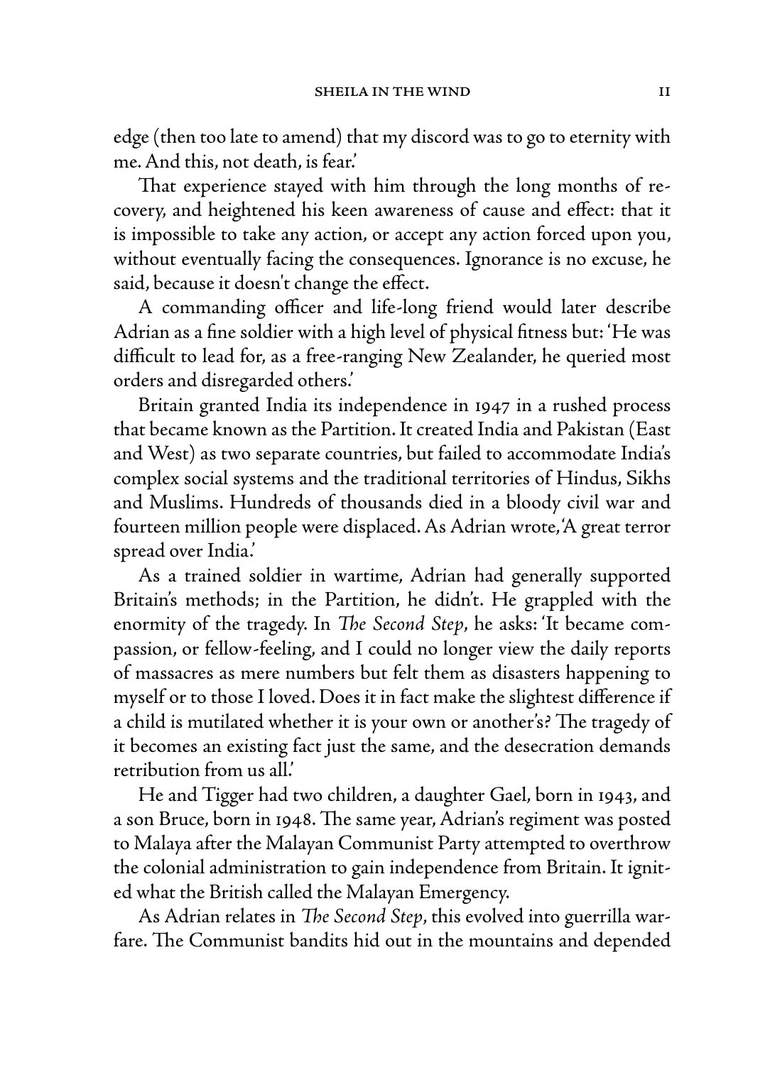edge (then too late to amend) that my discord was to go to eternity with me. And this, not death, is fear.'

That experience stayed with him through the long months of recovery, and heightened his keen awareness of cause and effect: that it is impossible to take any action, or accept any action forced upon you, without eventually facing the consequences. Ignorance is no excuse, he said, because it doesn't change the effect.

A commanding officer and life-long friend would later describe Adrian as a fine soldier with a high level of physical fitness but: 'He was difficult to lead for, as a free-ranging New Zealander, he queried most orders and disregarded others.'

Britain granted India its independence in 1947 in a rushed process that became known as the Partition. It created India and Pakistan (East and West) as two separate countries, but failed to accommodate India's complex social systems and the traditional territories of Hindus, Sikhs and Muslims. Hundreds of thousands died in a bloody civil war and fourteen million people were displaced. As Adrian wrote,'A great terror spread over India.'

As a trained soldier in wartime, Adrian had generally supported Britain's methods; in the Partition, he didn't. He grappled with the enormity of the tragedy. In *The Second Step*, he asks: 'It became compassion, or fellow-feeling, and I could no longer view the daily reports of massacres as mere numbers but felt them as disasters happening to myself or to those I loved. Does it in fact make the slightest difference if a child is mutilated whether it is your own or another's? The tragedy of it becomes an existing fact just the same, and the desecration demands retribution from us all.'

He and Tigger had two children, a daughter Gael, born in 1943, and a son Bruce, born in 1948. The same year, Adrian's regiment was posted to Malaya after the Malayan Communist Party attempted to overthrow the colonial administration to gain independence from Britain. It ignited what the British called the Malayan Emergency.

As Adrian relates in *The Second Step*, this evolved into guerrilla warfare. The Communist bandits hid out in the mountains and depended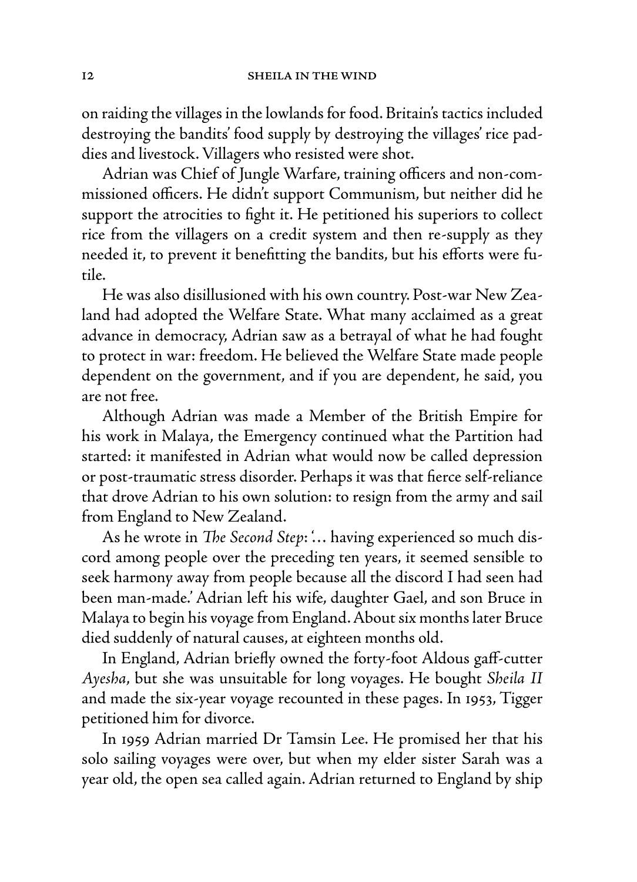on raiding the villages in the lowlands for food. Britain's tactics included destroying the bandits' food supply by destroying the villages' rice paddies and livestock. Villagers who resisted were shot.

Adrian was Chief of Jungle Warfare, training officers and non-commissioned officers. He didn't support Communism, but neither did he support the atrocities to fight it. He petitioned his superiors to collect rice from the villagers on a credit system and then re-supply as they needed it, to prevent it benefitting the bandits, but his efforts were futile.

He was also disillusioned with his own country. Post-war New Zealand had adopted the Welfare State. What many acclaimed as a great advance in democracy, Adrian saw as a betrayal of what he had fought to protect in war: freedom. He believed the Welfare State made people dependent on the government, and if you are dependent, he said, you are not free.

Although Adrian was made a Member of the British Empire for his work in Malaya, the Emergency continued what the Partition had started: it manifested in Adrian what would now be called depression or post-traumatic stress disorder. Perhaps it was that fierce self-reliance that drove Adrian to his own solution: to resign from the army and sail from England to New Zealand.

As he wrote in *The Second Step*: '… having experienced so much discord among people over the preceding ten years, it seemed sensible to seek harmony away from people because all the discord I had seen had been man-made.' Adrian left his wife, daughter Gael, and son Bruce in Malaya to begin his voyage from England. About six months later Bruce died suddenly of natural causes, at eighteen months old.

In England, Adrian briefly owned the forty-foot Aldous gaff-cutter *Ayesha*, but she was unsuitable for long voyages. He bought *Sheila II* and made the six-year voyage recounted in these pages. In 1953, Tigger petitioned him for divorce.

In 1959 Adrian married Dr Tamsin Lee. He promised her that his solo sailing voyages were over, but when my elder sister Sarah was a year old, the open sea called again. Adrian returned to England by ship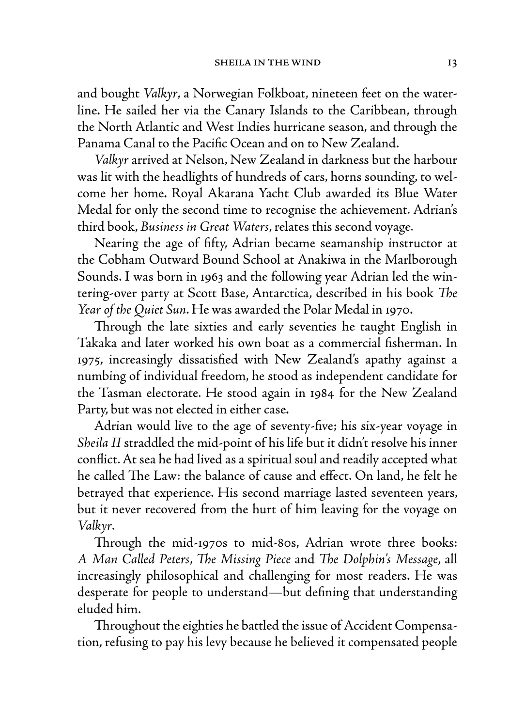and bought *Valkyr*, a Norwegian Folkboat, nineteen feet on the waterline. He sailed her via the Canary Islands to the Caribbean, through the North Atlantic and West Indies hurricane season, and through the Panama Canal to the Pacific Ocean and on to New Zealand.

*Valkyr* arrived at Nelson, New Zealand in darkness but the harbour was lit with the headlights of hundreds of cars, horns sounding, to welcome her home. Royal Akarana Yacht Club awarded its Blue Water Medal for only the second time to recognise the achievement. Adrian's third book, *Business in Great Waters*, relates this second voyage.

Nearing the age of fifty, Adrian became seamanship instructor at the Cobham Outward Bound School at Anakiwa in the Marlborough Sounds. I was born in 1963 and the following year Adrian led the wintering-over party at Scott Base, Antarctica, described in his book *The Year of the Quiet Sun*. He was awarded the Polar Medal in 1970.

Through the late sixties and early seventies he taught English in Takaka and later worked his own boat as a commercial fisherman. In 1975, increasingly dissatisfied with New Zealand's apathy against a numbing of individual freedom, he stood as independent candidate for the Tasman electorate. He stood again in 1984 for the New Zealand Party, but was not elected in either case.

Adrian would live to the age of seventy-five; his six-year voyage in *Sheila II* straddled the mid-point of his life but it didn't resolve his inner conflict. At sea he had lived as a spiritual soul and readily accepted what he called The Law: the balance of cause and effect. On land, he felt he betrayed that experience. His second marriage lasted seventeen years, but it never recovered from the hurt of him leaving for the voyage on *Valkyr*.

Through the mid-1970s to mid-80s, Adrian wrote three books: *A Man Called Peters*, *The Missing Piece* and *The Dolphin's Message*, all increasingly philosophical and challenging for most readers. He was desperate for people to understand—but defining that understanding eluded him.

Throughout the eighties he battled the issue of Accident Compensation, refusing to pay his levy because he believed it compensated people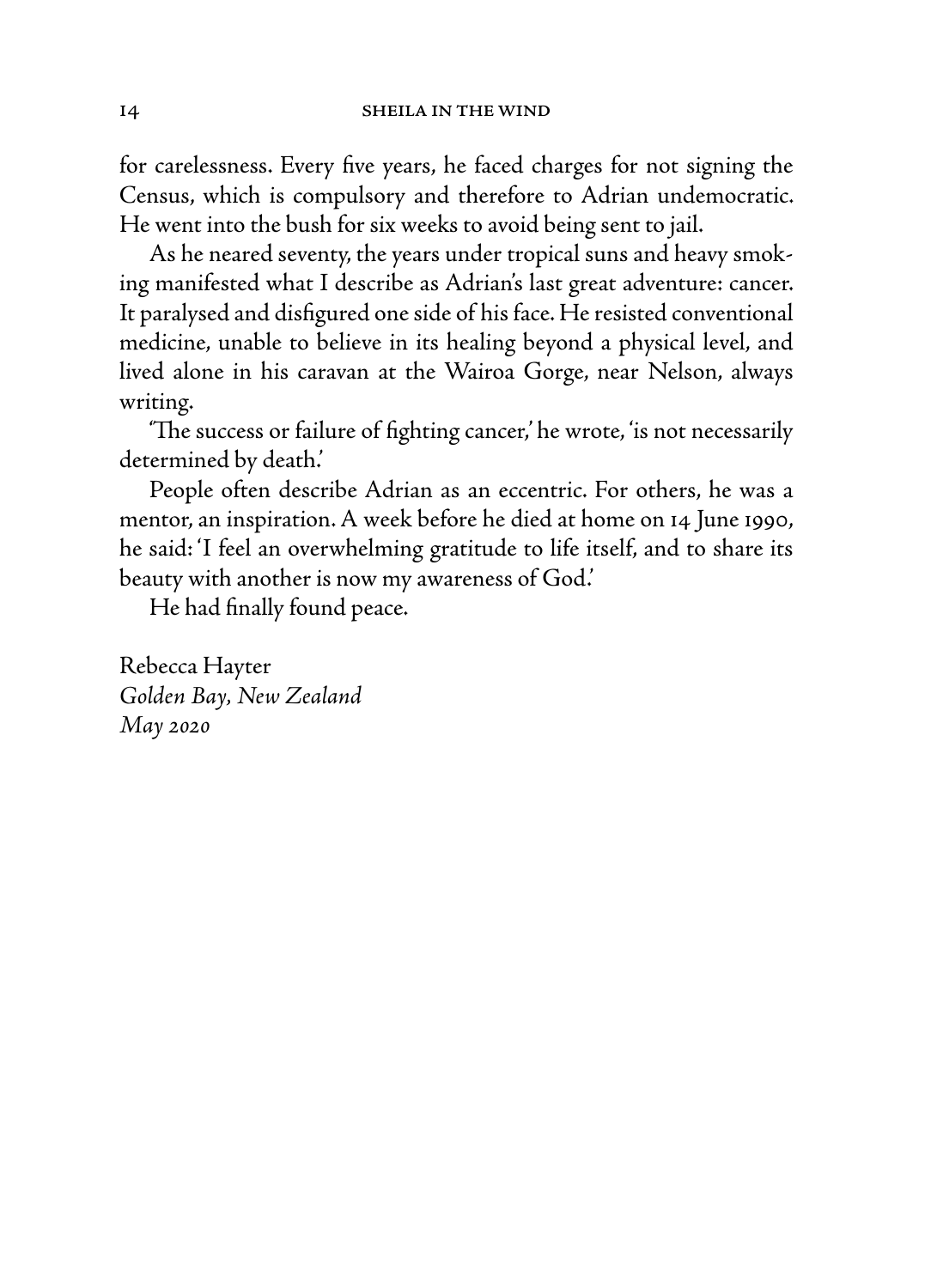for carelessness. Every five years, he faced charges for not signing the Census, which is compulsory and therefore to Adrian undemocratic. He went into the bush for six weeks to avoid being sent to jail.

As he neared seventy, the years under tropical suns and heavy smoking manifested what I describe as Adrian's last great adventure: cancer. It paralysed and disfigured one side of his face. He resisted conventional medicine, unable to believe in its healing beyond a physical level, and lived alone in his caravan at the Wairoa Gorge, near Nelson, always writing.

'The success or failure of fighting cancer,' he wrote, 'is not necessarily determined by death.'

People often describe Adrian as an eccentric. For others, he was a mentor, an inspiration. A week before he died at home on 14 June 1990, he said: 'I feel an overwhelming gratitude to life itself, and to share its beauty with another is now my awareness of God.'

He had finally found peace.

Rebecca Hayter  
*Golden Bay, New Zealand*  
*May 2020*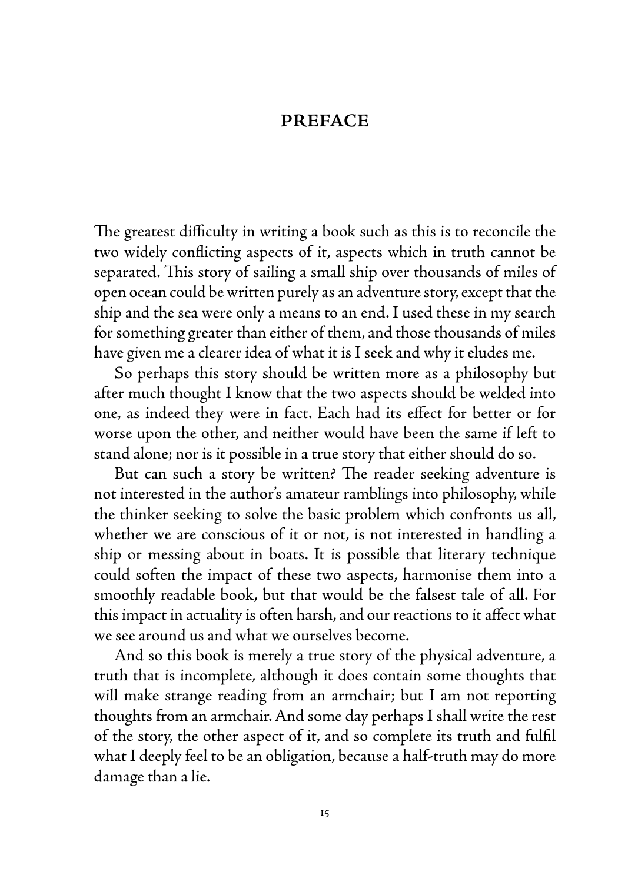# PREFACE

The greatest difficulty in writing a book such as this is to reconcile the two widely conflicting aspects of it, aspects which in truth cannot be separated. This story of sailing a small ship over thousands of miles of open ocean could be written purely as an adventure story, except that the ship and the sea were only a means to an end. I used these in my search for something greater than either of them, and those thousands of miles have given me a clearer idea of what it is I seek and why it eludes me.

So perhaps this story should be written more as a philosophy but after much thought I know that the two aspects should be welded into one, as indeed they were in fact. Each had its effect for better or for worse upon the other, and neither would have been the same if left to stand alone; nor is it possible in a true story that either should do so.

But can such a story be written? The reader seeking adventure is not interested in the author's amateur ramblings into philosophy, while the thinker seeking to solve the basic problem which confronts us all, whether we are conscious of it or not, is not interested in handling a ship or messing about in boats. It is possible that literary technique could soften the impact of these two aspects, harmonise them into a smoothly readable book, but that would be the falsest tale of all. For this impact in actuality is often harsh, and our reactions to it affect what we see around us and what we ourselves become.

And so this book is merely a true story of the physical adventure, a truth that is incomplete, although it does contain some thoughts that will make strange reading from an armchair; but I am not reporting thoughts from an armchair. And some day perhaps I shall write the rest of the story, the other aspect of it, and so complete its truth and fulfil what I deeply feel to be an obligation, because a half-truth may do more damage than a lie.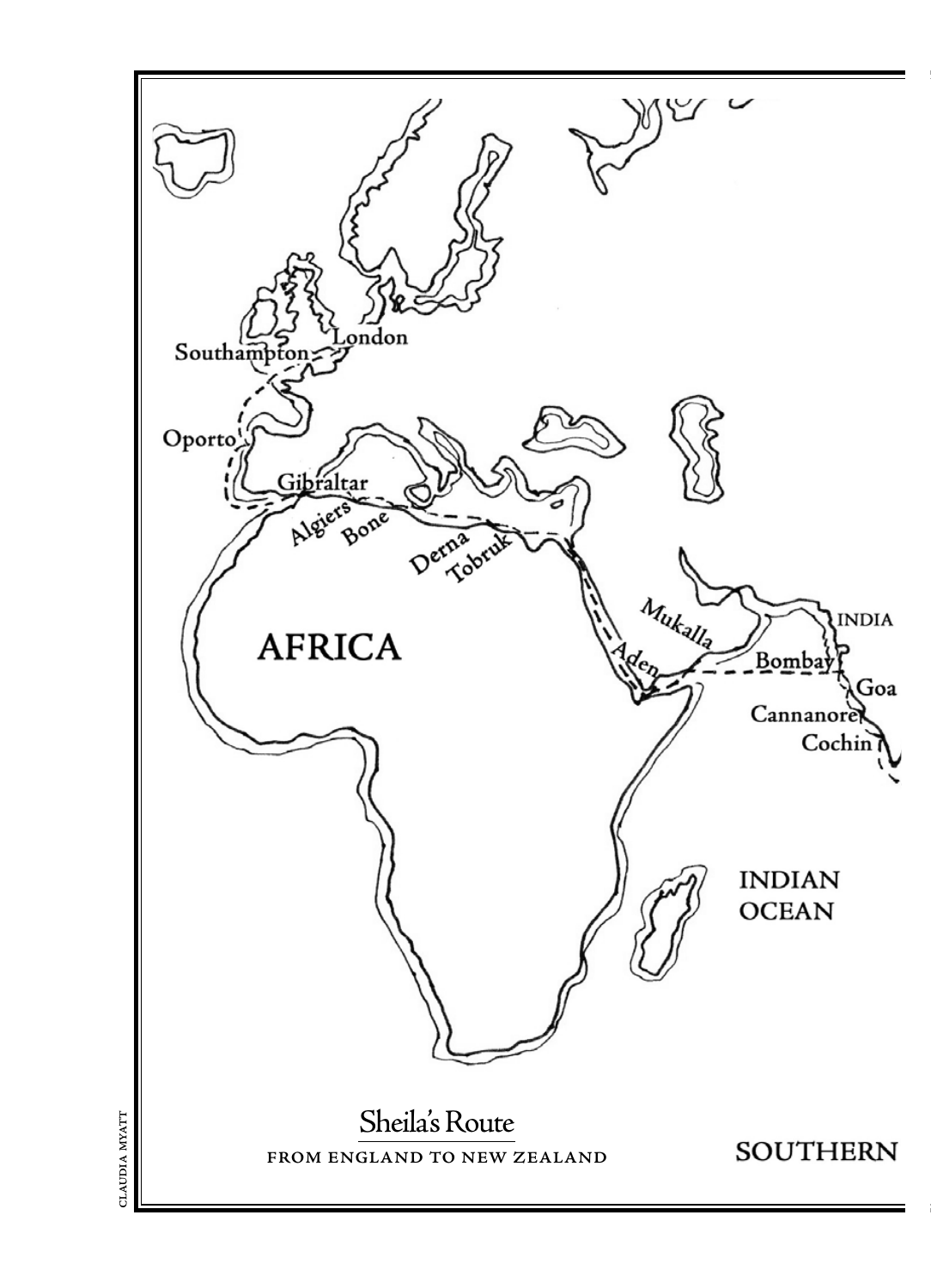Sheila's Route

FROM ENGLAND TO NEW ZEALAND

Southampton

London

Oporto

Gibraltar

Algiers

Bone

Derna

Tobruk

AFRICA

Mukalla

Aden

INDIA

Bombay

Goa

Cannanore

Cochin

INDIAN OCEAN

SOUTHERN

CLAUDIA MYATT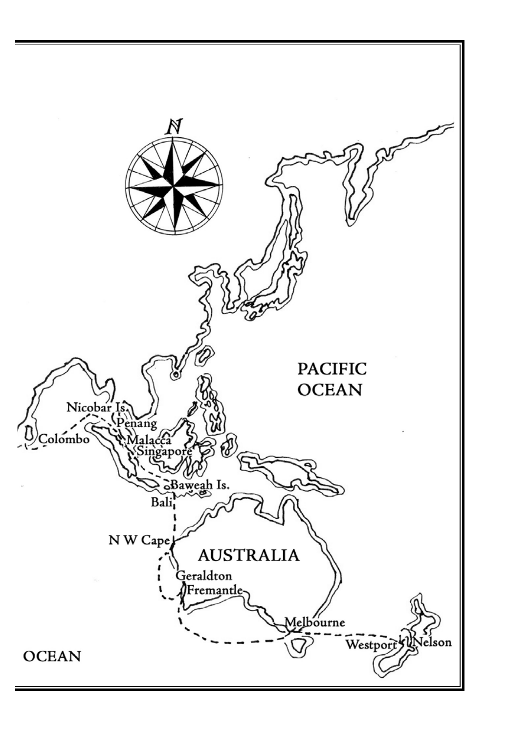PACIFIC OCEAN

Nicobar Is.

Penang

Colombo

Malacca

Singapore

Baweah Is.

Bali

N W Cape

AUSTRALIA

Geraldton

Fremantle

Melbourne

Westport

Nelson

OCEAN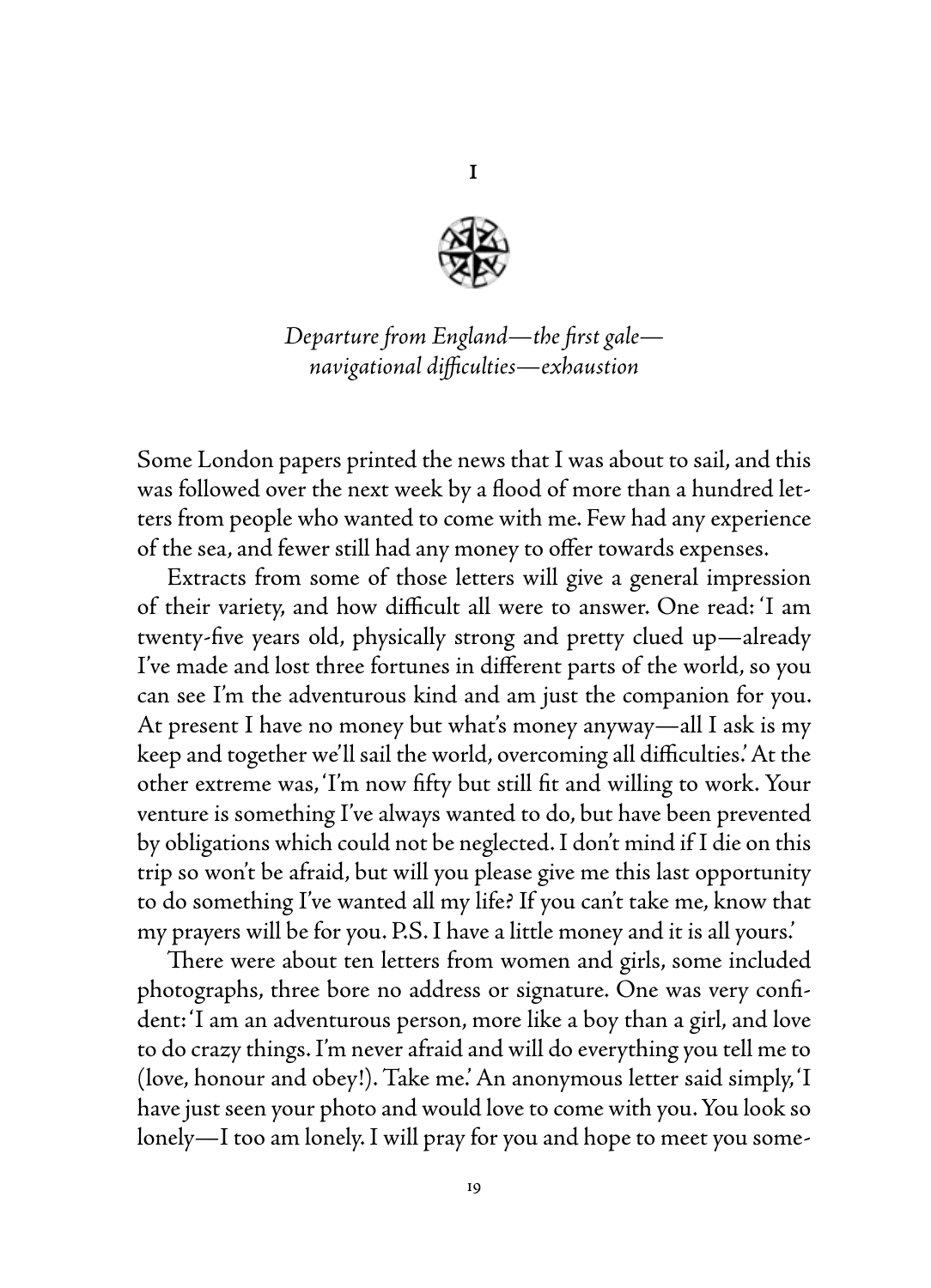# I

*Departure from England—the first gale—navigational difficulties—exhaustion*

Some London papers printed the news that I was about to sail, and this was followed over the next week by a flood of more than a hundred letters from people who wanted to come with me. Few had any experience of the sea, and fewer still had any money to offer towards expenses.

Extracts from some of those letters will give a general impression of their variety, and how difficult all were to answer. One read: 'I am twenty-five years old, physically strong and pretty clued up—already I've made and lost three fortunes in different parts of the world, so you can see I'm the adventurous kind and am just the companion for you. At present I have no money but what's money anyway—all I ask is my keep and together we'll sail the world, overcoming all difficulties.' At the other extreme was, 'I'm now fifty but still fit and willing to work. Your venture is something I've always wanted to do, but have been prevented by obligations which could not be neglected. I don't mind if I die on this trip so won't be afraid, but will you please give me this last opportunity to do something I've wanted all my life? If you can't take me, know that my prayers will be for you. P.S. I have a little money and it is all yours.'

There were about ten letters from women and girls, some included photographs, three bore no address or signature. One was very confident: 'I am an adventurous person, more like a boy than a girl, and love to do crazy things. I'm never afraid and will do everything you tell me to (love, honour and obey!). Take me.' An anonymous letter said simply, 'I have just seen your photo and would love to come with you. You look so lonely—I too am lonely. I will pray for you and hope to meet you some-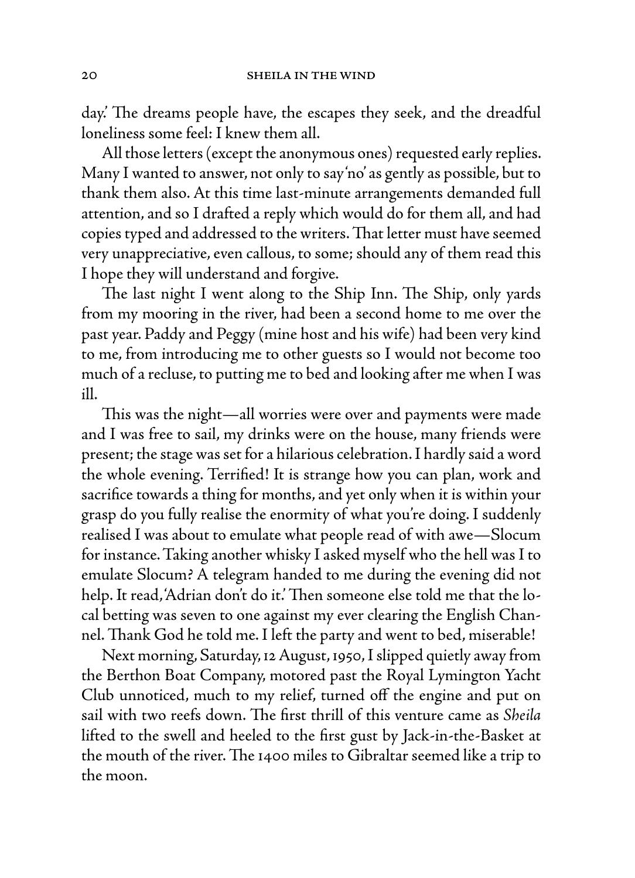day.' The dreams people have, the escapes they seek, and the dreadful loneliness some feel: I knew them all.

All those letters (except the anonymous ones) requested early replies. Many I wanted to answer, not only to say 'no' as gently as possible, but to thank them also. At this time last-minute arrangements demanded full attention, and so I drafted a reply which would do for them all, and had copies typed and addressed to the writers. That letter must have seemed very unappreciative, even callous, to some; should any of them read this I hope they will understand and forgive.

The last night I went along to the Ship Inn. The Ship, only yards from my mooring in the river, had been a second home to me over the past year. Paddy and Peggy (mine host and his wife) had been very kind to me, from introducing me to other guests so I would not become too much of a recluse, to putting me to bed and looking after me when I was ill.

This was the night—all worries were over and payments were made and I was free to sail, my drinks were on the house, many friends were present; the stage was set for a hilarious celebration. I hardly said a word the whole evening. Terrified! It is strange how you can plan, work and sacrifice towards a thing for months, and yet only when it is within your grasp do you fully realise the enormity of what you're doing. I suddenly realised I was about to emulate what people read of with awe—Slocum for instance. Taking another whisky I asked myself who the hell was I to emulate Slocum? A telegram handed to me during the evening did not help. It read, 'Adrian don't do it.' Then someone else told me that the local betting was seven to one against my ever clearing the English Channel. Thank God he told me. I left the party and went to bed, miserable!

Next morning, Saturday, 12 August, 1950, I slipped quietly away from the Berthon Boat Company, motored past the Royal Lymington Yacht Club unnoticed, much to my relief, turned off the engine and put on sail with two reefs down. The first thrill of this venture came as *Sheila* lifted to the swell and heeled to the first gust by Jack-in-the-Basket at the mouth of the river. The 1400 miles to Gibraltar seemed like a trip to the moon.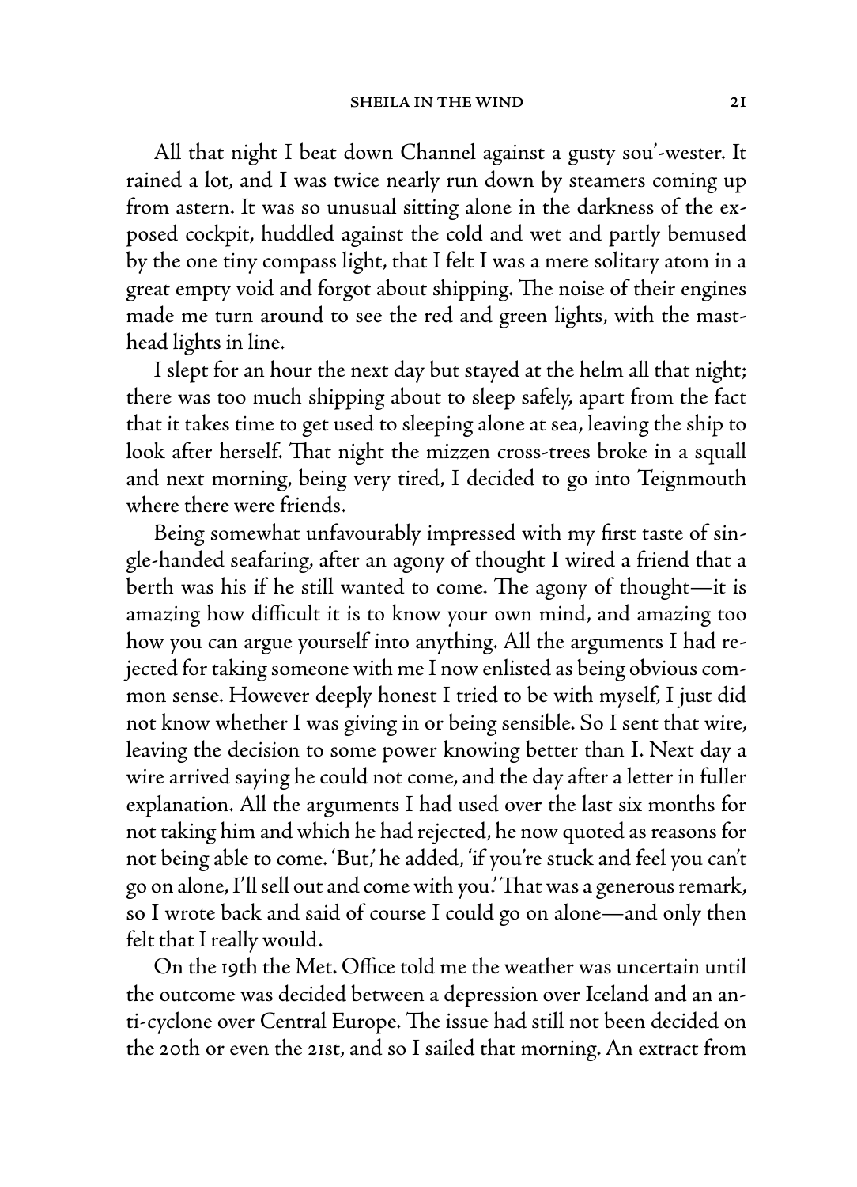All that night I beat down Channel against a gusty sou'-wester. It rained a lot, and I was twice nearly run down by steamers coming up from astern. It was so unusual sitting alone in the darkness of the exposed cockpit, huddled against the cold and wet and partly bemused by the one tiny compass light, that I felt I was a mere solitary atom in a great empty void and forgot about shipping. The noise of their engines made me turn around to see the red and green lights, with the masthead lights in line.

I slept for an hour the next day but stayed at the helm all that night; there was too much shipping about to sleep safely, apart from the fact that it takes time to get used to sleeping alone at sea, leaving the ship to look after herself. That night the mizzen cross-trees broke in a squall and next morning, being very tired, I decided to go into Teignmouth where there were friends.

Being somewhat unfavourably impressed with my first taste of single-handed seafaring, after an agony of thought I wired a friend that a berth was his if he still wanted to come. The agony of thought—it is amazing how difficult it is to know your own mind, and amazing too how you can argue yourself into anything. All the arguments I had rejected for taking someone with me I now enlisted as being obvious common sense. However deeply honest I tried to be with myself, I just did not know whether I was giving in or being sensible. So I sent that wire, leaving the decision to some power knowing better than I. Next day a wire arrived saying he could not come, and the day after a letter in fuller explanation. All the arguments I had used over the last six months for not taking him and which he had rejected, he now quoted as reasons for not being able to come. 'But,' he added, 'if you're stuck and feel you can't go on alone, I'll sell out and come with you.' That was a generous remark, so I wrote back and said of course I could go on alone—and only then felt that I really would.

On the 19th the Met. Office told me the weather was uncertain until the outcome was decided between a depression over Iceland and an anti-cyclone over Central Europe. The issue had still not been decided on the 20th or even the 21st, and so I sailed that morning. An extract from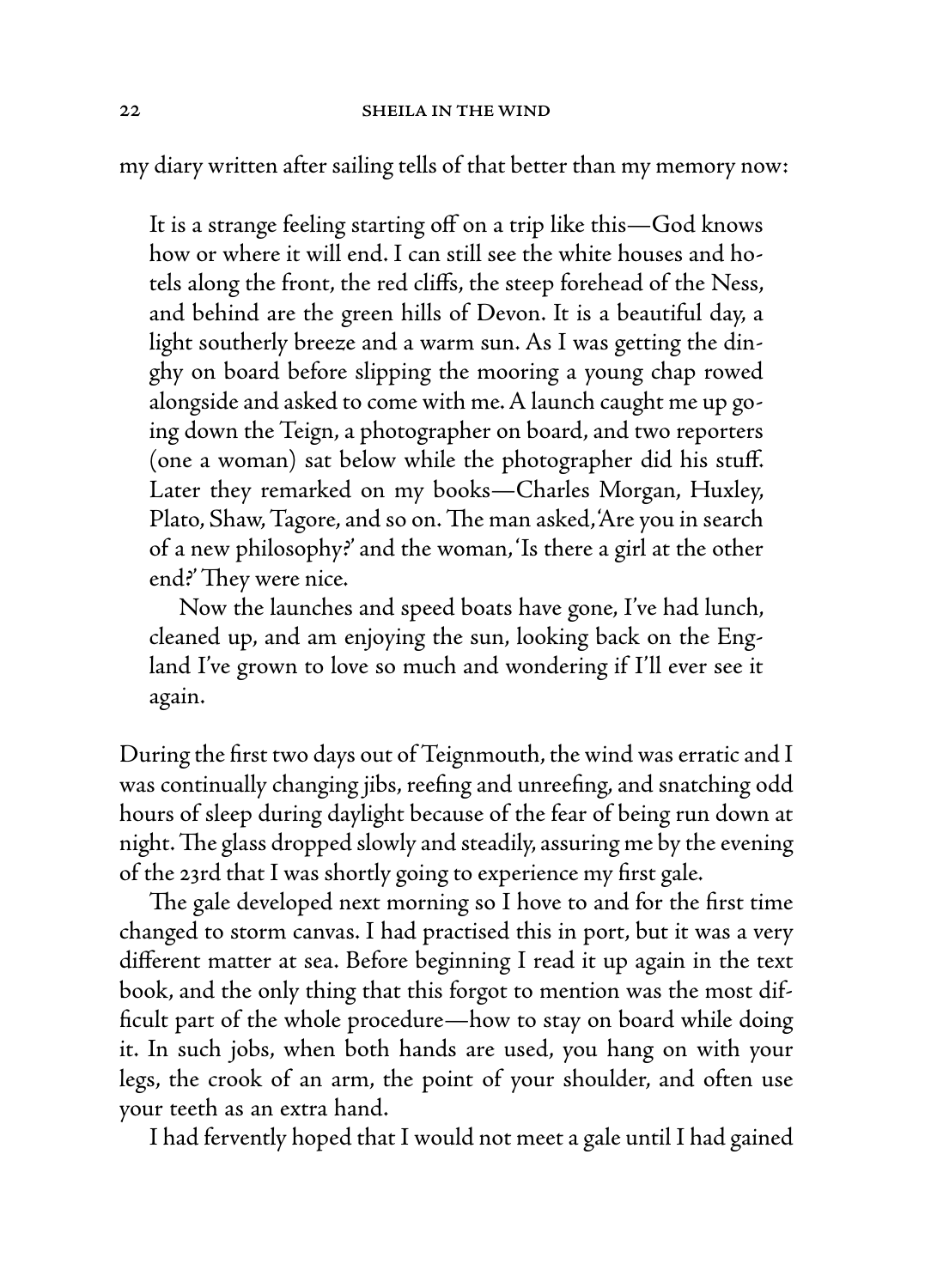my diary written after sailing tells of that better than my memory now:

> It is a strange feeling starting off on a trip like this—God knows how or where it will end. I can still see the white houses and hotels along the front, the red cliffs, the steep forehead of the Ness, and behind are the green hills of Devon. It is a beautiful day, a light southerly breeze and a warm sun. As I was getting the dinghy on board before slipping the mooring a young chap rowed alongside and asked to come with me. A launch caught me up going down the Teign, a photographer on board, and two reporters (one a woman) sat below while the photographer did his stuff. Later they remarked on my books—Charles Morgan, Huxley, Plato, Shaw, Tagore, and so on. The man asked, 'Are you in search of a new philosophy?' and the woman, 'Is there a girl at the other end?' They were nice.
>
> Now the launches and speed boats have gone, I've had lunch, cleaned up, and am enjoying the sun, looking back on the England I've grown to love so much and wondering if I'll ever see it again.

During the first two days out of Teignmouth, the wind was erratic and I was continually changing jibs, reefing and unreefing, and snatching odd hours of sleep during daylight because of the fear of being run down at night. The glass dropped slowly and steadily, assuring me by the evening of the 23rd that I was shortly going to experience my first gale.

The gale developed next morning so I hove to and for the first time changed to storm canvas. I had practised this in port, but it was a very different matter at sea. Before beginning I read it up again in the text book, and the only thing that this forgot to mention was the most difficult part of the whole procedure—how to stay on board while doing it. In such jobs, when both hands are used, you hang on with your legs, the crook of an arm, the point of your shoulder, and often use your teeth as an extra hand.

I had fervently hoped that I would not meet a gale until I had gained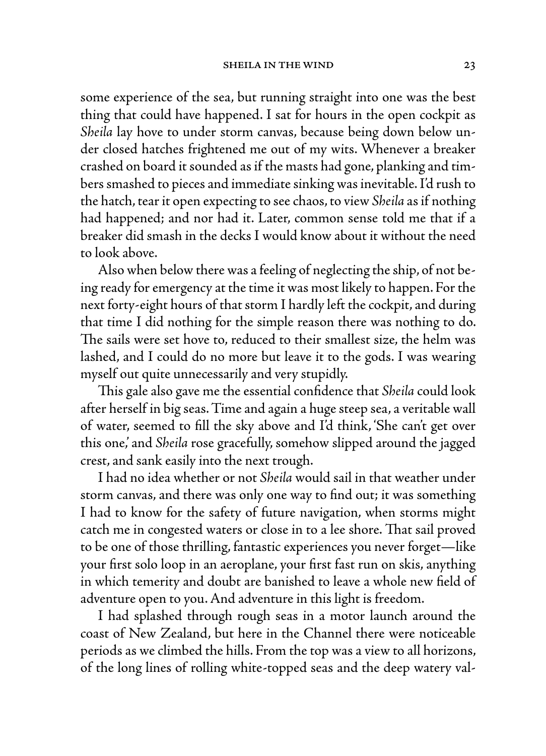some experience of the sea, but running straight into one was the best thing that could have happened. I sat for hours in the open cockpit as *Sheila* lay hove to under storm canvas, because being down below under closed hatches frightened me out of my wits. Whenever a breaker crashed on board it sounded as if the masts had gone, planking and timbers smashed to pieces and immediate sinking was inevitable. I'd rush to the hatch, tear it open expecting to see chaos, to view *Sheila* as if nothing had happened; and nor had it. Later, common sense told me that if a breaker did smash in the decks I would know about it without the need to look above.

Also when below there was a feeling of neglecting the ship, of not being ready for emergency at the time it was most likely to happen. For the next forty-eight hours of that storm I hardly left the cockpit, and during that time I did nothing for the simple reason there was nothing to do. The sails were set hove to, reduced to their smallest size, the helm was lashed, and I could do no more but leave it to the gods. I was wearing myself out quite unnecessarily and very stupidly.

This gale also gave me the essential confidence that *Sheila* could look after herself in big seas. Time and again a huge steep sea, a veritable wall of water, seemed to fill the sky above and I'd think, 'She can't get over this one,' and *Sheila* rose gracefully, somehow slipped around the jagged crest, and sank easily into the next trough.

I had no idea whether or not *Sheila* would sail in that weather under storm canvas, and there was only one way to find out; it was something I had to know for the safety of future navigation, when storms might catch me in congested waters or close in to a lee shore. That sail proved to be one of those thrilling, fantastic experiences you never forget—like your first solo loop in an aeroplane, your first fast run on skis, anything in which temerity and doubt are banished to leave a whole new field of adventure open to you. And adventure in this light is freedom.

I had splashed through rough seas in a motor launch around the coast of New Zealand, but here in the Channel there were noticeable periods as we climbed the hills. From the top was a view to all horizons, of the long lines of rolling white-topped seas and the deep watery val-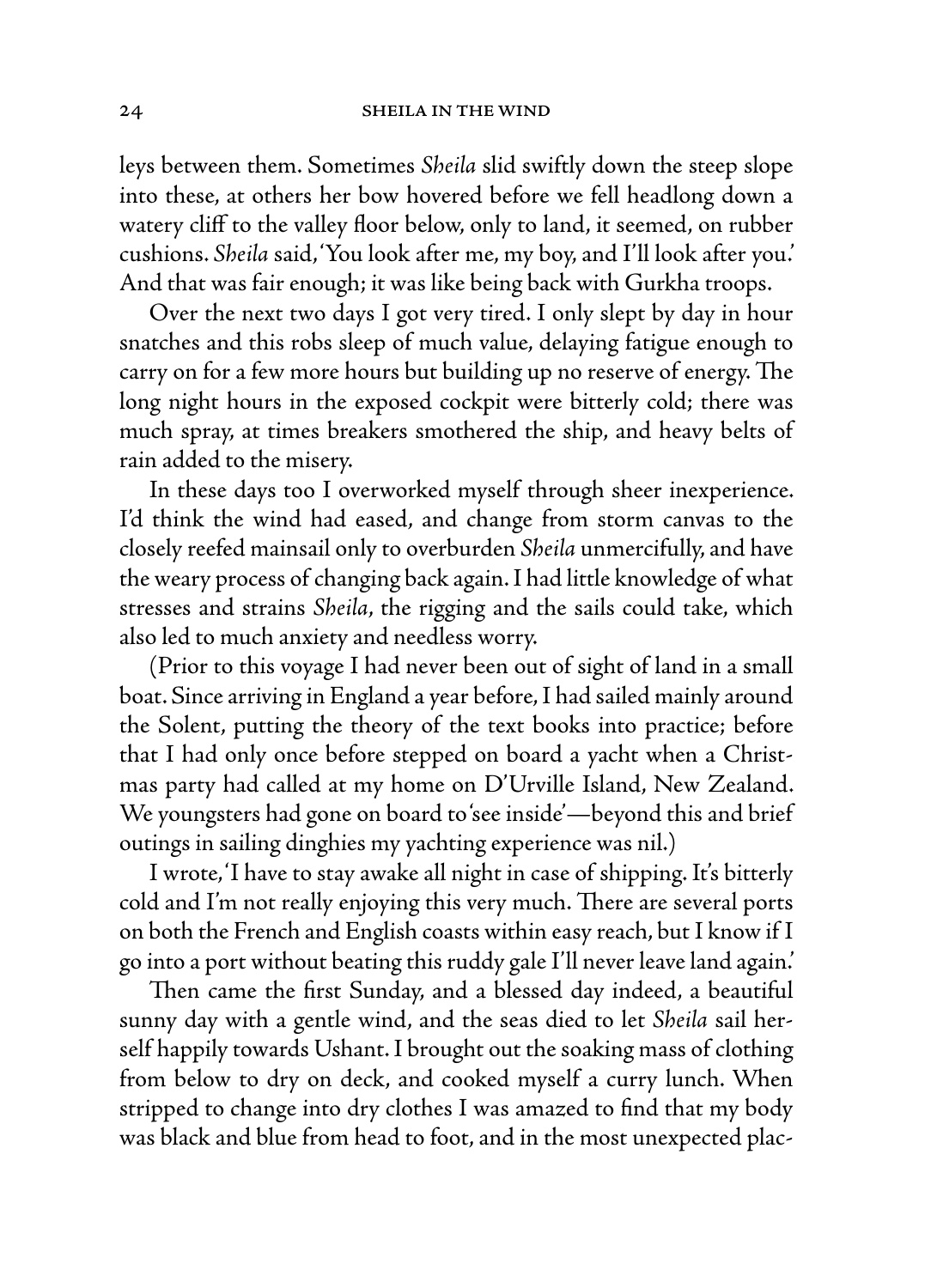leys between them. Sometimes *Sheila* slid swiftly down the steep slope into these, at others her bow hovered before we fell headlong down a watery cliff to the valley floor below, only to land, it seemed, on rubber cushions. *Sheila* said, 'You look after me, my boy, and I'll look after you.' And that was fair enough; it was like being back with Gurkha troops.

Over the next two days I got very tired. I only slept by day in hour snatches and this robs sleep of much value, delaying fatigue enough to carry on for a few more hours but building up no reserve of energy. The long night hours in the exposed cockpit were bitterly cold; there was much spray, at times breakers smothered the ship, and heavy belts of rain added to the misery.

In these days too I overworked myself through sheer inexperience. I'd think the wind had eased, and change from storm canvas to the closely reefed mainsail only to overburden *Sheila* unmercifully, and have the weary process of changing back again. I had little knowledge of what stresses and strains *Sheila*, the rigging and the sails could take, which also led to much anxiety and needless worry.

(Prior to this voyage I had never been out of sight of land in a small boat. Since arriving in England a year before, I had sailed mainly around the Solent, putting the theory of the text books into practice; before that I had only once before stepped on board a yacht when a Christmas party had called at my home on D'Urville Island, New Zealand. We youngsters had gone on board to 'see inside'—beyond this and brief outings in sailing dinghies my yachting experience was nil.)

I wrote, 'I have to stay awake all night in case of shipping. It's bitterly cold and I'm not really enjoying this very much. There are several ports on both the French and English coasts within easy reach, but I know if I go into a port without beating this ruddy gale I'll never leave land again.'

Then came the first Sunday, and a blessed day indeed, a beautiful sunny day with a gentle wind, and the seas died to let *Sheila* sail herself happily towards Ushant. I brought out the soaking mass of clothing from below to dry on deck, and cooked myself a curry lunch. When stripped to change into dry clothes I was amazed to find that my body was black and blue from head to foot, and in the most unexpected plac-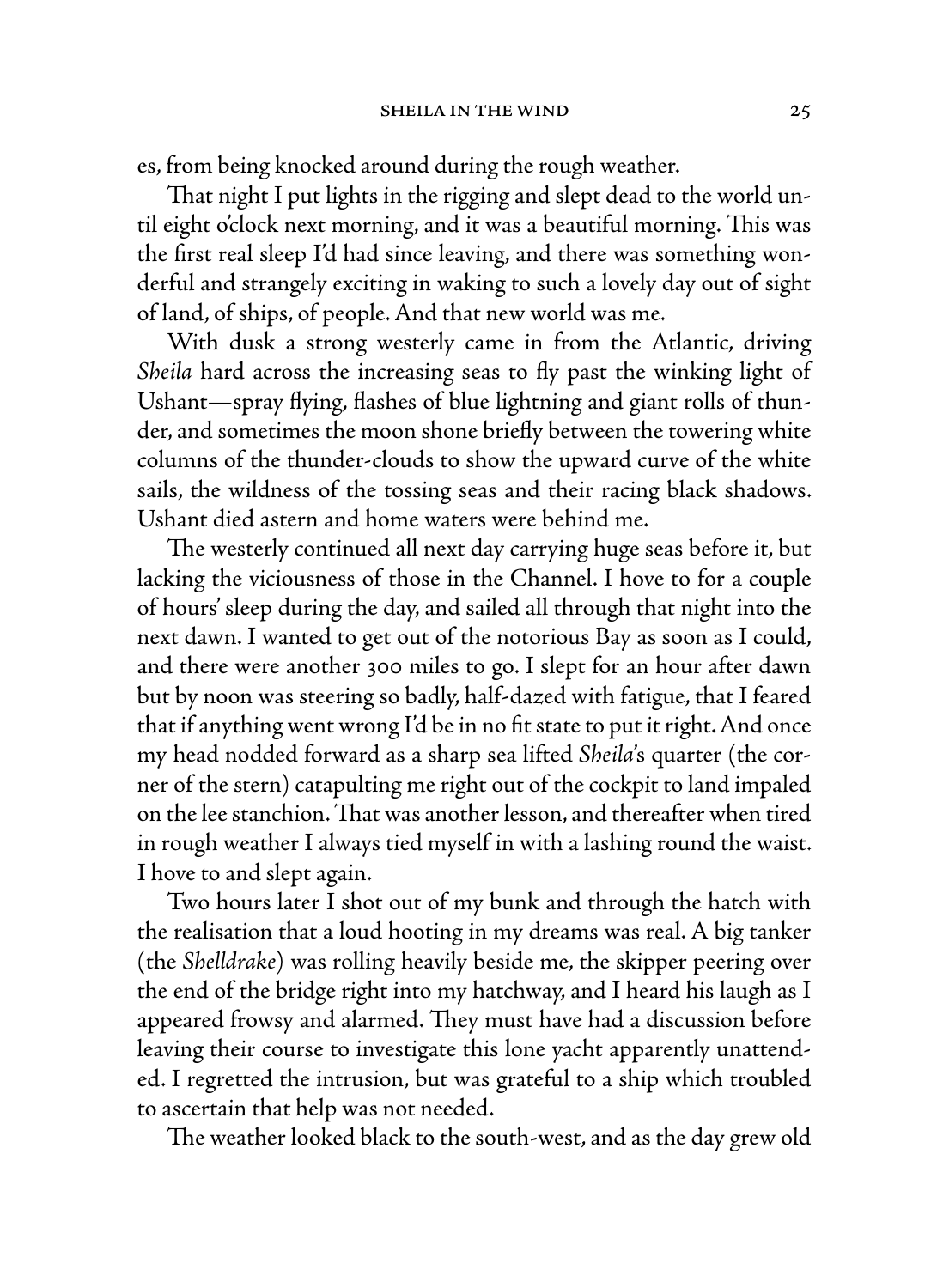es, from being knocked around during the rough weather.

That night I put lights in the rigging and slept dead to the world until eight o'clock next morning, and it was a beautiful morning. This was the first real sleep I'd had since leaving, and there was something wonderful and strangely exciting in waking to such a lovely day out of sight of land, of ships, of people. And that new world was me.

With dusk a strong westerly came in from the Atlantic, driving *Sheila* hard across the increasing seas to fly past the winking light of Ushant—spray flying, flashes of blue lightning and giant rolls of thunder, and sometimes the moon shone briefly between the towering white columns of the thunder-clouds to show the upward curve of the white sails, the wildness of the tossing seas and their racing black shadows. Ushant died astern and home waters were behind me.

The westerly continued all next day carrying huge seas before it, but lacking the viciousness of those in the Channel. I hove to for a couple of hours' sleep during the day, and sailed all through that night into the next dawn. I wanted to get out of the notorious Bay as soon as I could, and there were another 300 miles to go. I slept for an hour after dawn but by noon was steering so badly, half-dazed with fatigue, that I feared that if anything went wrong I'd be in no fit state to put it right. And once my head nodded forward as a sharp sea lifted *Sheila*'s quarter (the corner of the stern) catapulting me right out of the cockpit to land impaled on the lee stanchion. That was another lesson, and thereafter when tired in rough weather I always tied myself in with a lashing round the waist. I hove to and slept again.

Two hours later I shot out of my bunk and through the hatch with the realisation that a loud hooting in my dreams was real. A big tanker (the *Shelldrake*) was rolling heavily beside me, the skipper peering over the end of the bridge right into my hatchway, and I heard his laugh as I appeared frowsy and alarmed. They must have had a discussion before leaving their course to investigate this lone yacht apparently unattended. I regretted the intrusion, but was grateful to a ship which troubled to ascertain that help was not needed.

The weather looked black to the south-west, and as the day grew old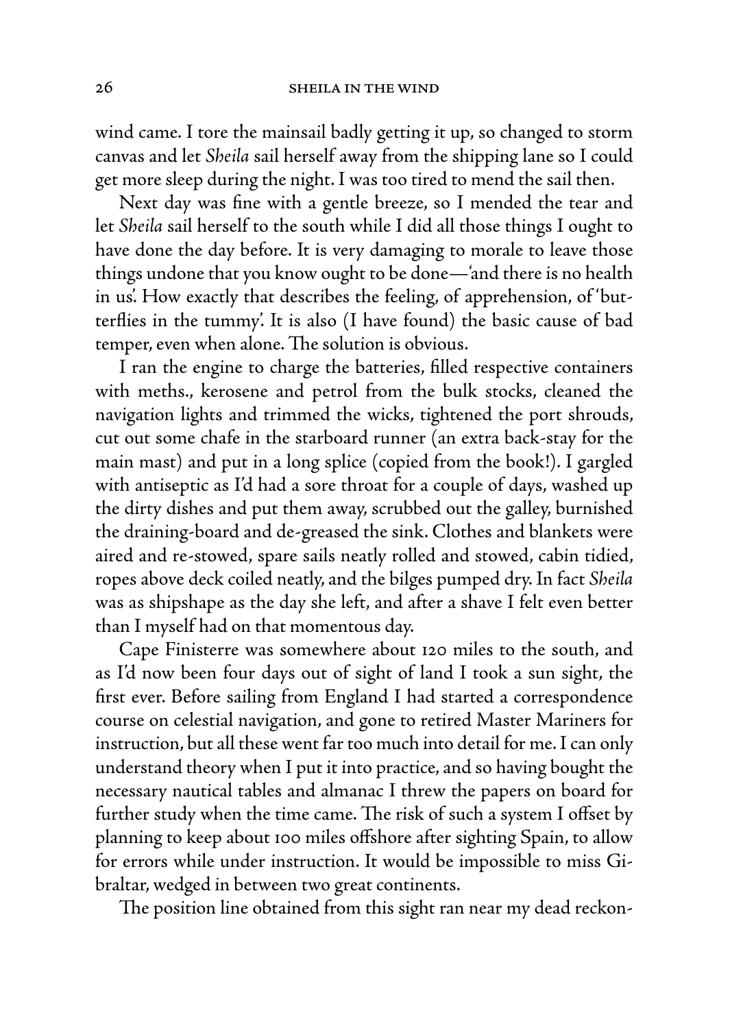wind came. I tore the mainsail badly getting it up, so changed to storm canvas and let *Sheila* sail herself away from the shipping lane so I could get more sleep during the night. I was too tired to mend the sail then.

Next day was fine with a gentle breeze, so I mended the tear and let *Sheila* sail herself to the south while I did all those things I ought to have done the day before. It is very damaging to morale to leave those things undone that you know ought to be done—'and there is no health in us'. How exactly that describes the feeling, of apprehension, of 'butterflies in the tummy'. It is also (I have found) the basic cause of bad temper, even when alone. The solution is obvious.

I ran the engine to charge the batteries, filled respective containers with meths., kerosene and petrol from the bulk stocks, cleaned the navigation lights and trimmed the wicks, tightened the port shrouds, cut out some chafe in the starboard runner (an extra back-stay for the main mast) and put in a long splice (copied from the book!). I gargled with antiseptic as I'd had a sore throat for a couple of days, washed up the dirty dishes and put them away, scrubbed out the galley, burnished the draining-board and de-greased the sink. Clothes and blankets were aired and re-stowed, spare sails neatly rolled and stowed, cabin tidied, ropes above deck coiled neatly, and the bilges pumped dry. In fact *Sheila* was as shipshape as the day she left, and after a shave I felt even better than I myself had on that momentous day.

Cape Finisterre was somewhere about 120 miles to the south, and as I'd now been four days out of sight of land I took a sun sight, the first ever. Before sailing from England I had started a correspondence course on celestial navigation, and gone to retired Master Mariners for instruction, but all these went far too much into detail for me. I can only understand theory when I put it into practice, and so having bought the necessary nautical tables and almanac I threw the papers on board for further study when the time came. The risk of such a system I offset by planning to keep about 100 miles offshore after sighting Spain, to allow for errors while under instruction. It would be impossible to miss Gibraltar, wedged in between two great continents.

The position line obtained from this sight ran near my dead reckon-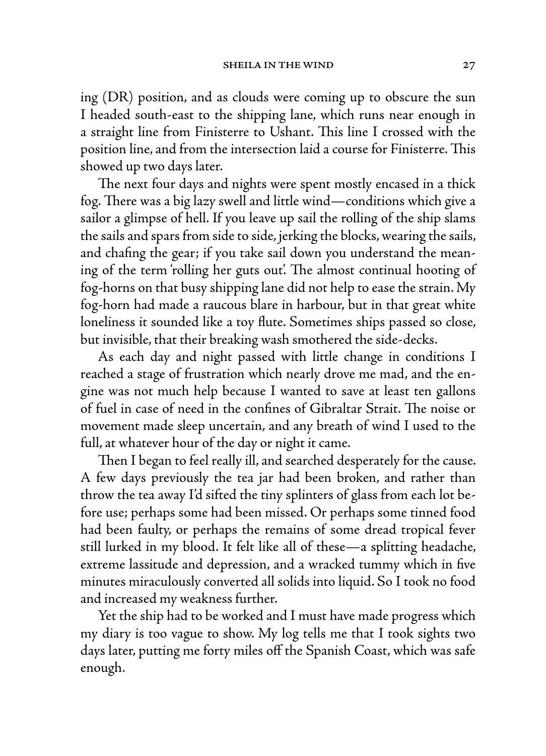ing (DR) position, and as clouds were coming up to obscure the sun I headed south-east to the shipping lane, which runs near enough in a straight line from Finisterre to Ushant. This line I crossed with the position line, and from the intersection laid a course for Finisterre. This showed up two days later.

The next four days and nights were spent mostly encased in a thick fog. There was a big lazy swell and little wind—conditions which give a sailor a glimpse of hell. If you leave up sail the rolling of the ship slams the sails and spars from side to side, jerking the blocks, wearing the sails, and chafing the gear; if you take sail down you understand the meaning of the term 'rolling her guts out'. The almost continual hooting of fog-horns on that busy shipping lane did not help to ease the strain. My fog-horn had made a raucous blare in harbour, but in that great white loneliness it sounded like a toy flute. Sometimes ships passed so close, but invisible, that their breaking wash smothered the side-decks.

As each day and night passed with little change in conditions I reached a stage of frustration which nearly drove me mad, and the engine was not much help because I wanted to save at least ten gallons of fuel in case of need in the confines of Gibraltar Strait. The noise or movement made sleep uncertain, and any breath of wind I used to the full, at whatever hour of the day or night it came.

Then I began to feel really ill, and searched desperately for the cause. A few days previously the tea jar had been broken, and rather than throw the tea away I'd sifted the tiny splinters of glass from each lot before use; perhaps some had been missed. Or perhaps some tinned food had been faulty, or perhaps the remains of some dread tropical fever still lurked in my blood. It felt like all of these—a splitting headache, extreme lassitude and depression, and a wracked tummy which in five minutes miraculously converted all solids into liquid. So I took no food and increased my weakness further.

Yet the ship had to be worked and I must have made progress which my diary is too vague to show. My log tells me that I took sights two days later, putting me forty miles off the Spanish Coast, which was safe enough.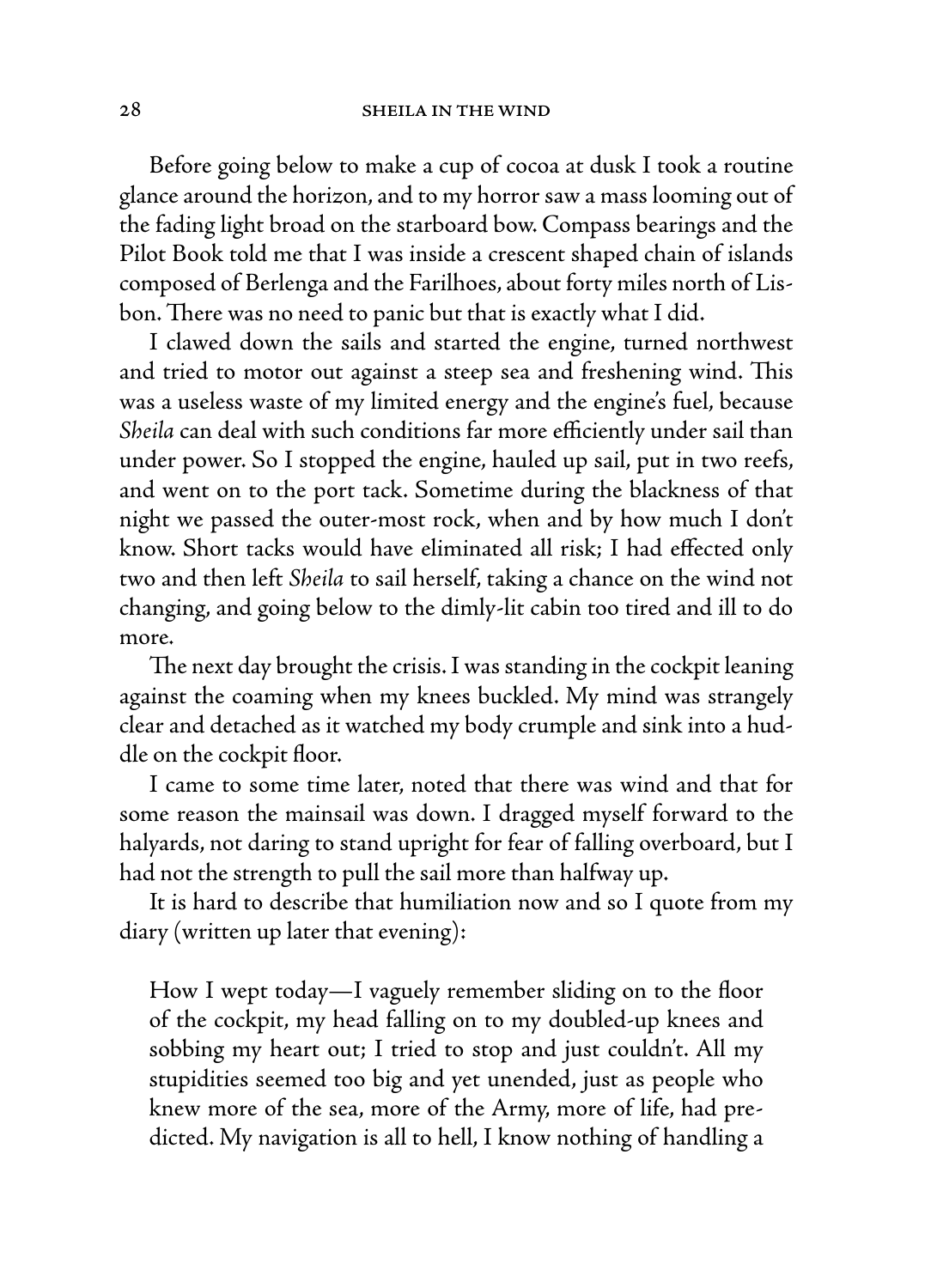Before going below to make a cup of cocoa at dusk I took a routine glance around the horizon, and to my horror saw a mass looming out of the fading light broad on the starboard bow. Compass bearings and the Pilot Book told me that I was inside a crescent shaped chain of islands composed of Berlenga and the Farilhoes, about forty miles north of Lisbon. There was no need to panic but that is exactly what I did.

I clawed down the sails and started the engine, turned northwest and tried to motor out against a steep sea and freshening wind. This was a useless waste of my limited energy and the engine's fuel, because *Sheila* can deal with such conditions far more efficiently under sail than under power. So I stopped the engine, hauled up sail, put in two reefs, and went on to the port tack. Sometime during the blackness of that night we passed the outer-most rock, when and by how much I don't know. Short tacks would have eliminated all risk; I had effected only two and then left *Sheila* to sail herself, taking a chance on the wind not changing, and going below to the dimly-lit cabin too tired and ill to do more.

The next day brought the crisis. I was standing in the cockpit leaning against the coaming when my knees buckled. My mind was strangely clear and detached as it watched my body crumple and sink into a huddle on the cockpit floor.

I came to some time later, noted that there was wind and that for some reason the mainsail was down. I dragged myself forward to the halyards, not daring to stand upright for fear of falling overboard, but I had not the strength to pull the sail more than halfway up.

It is hard to describe that humiliation now and so I quote from my diary (written up later that evening):

> How I wept today—I vaguely remember sliding on to the floor of the cockpit, my head falling on to my doubled-up knees and sobbing my heart out; I tried to stop and just couldn't. All my stupidities seemed too big and yet unended, just as people who knew more of the sea, more of the Army, more of life, had predicted. My navigation is all to hell, I know nothing of handling a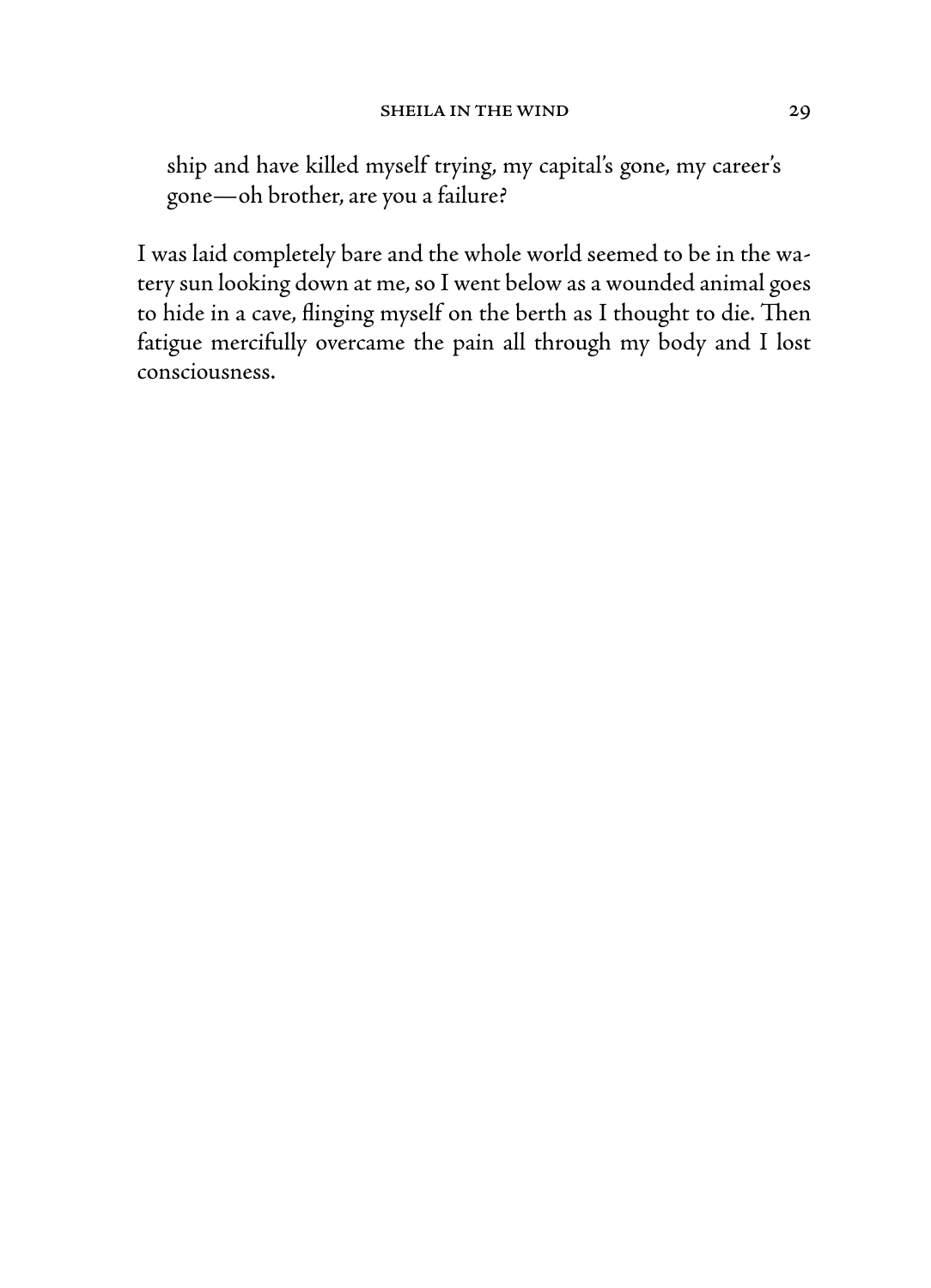> ship and have killed myself trying, my capital's gone, my career's gone—oh brother, are you a failure?

I was laid completely bare and the whole world seemed to be in the watery sun looking down at me, so I went below as a wounded animal goes to hide in a cave, flinging myself on the berth as I thought to die. Then fatigue mercifully overcame the pain all through my body and I lost consciousness.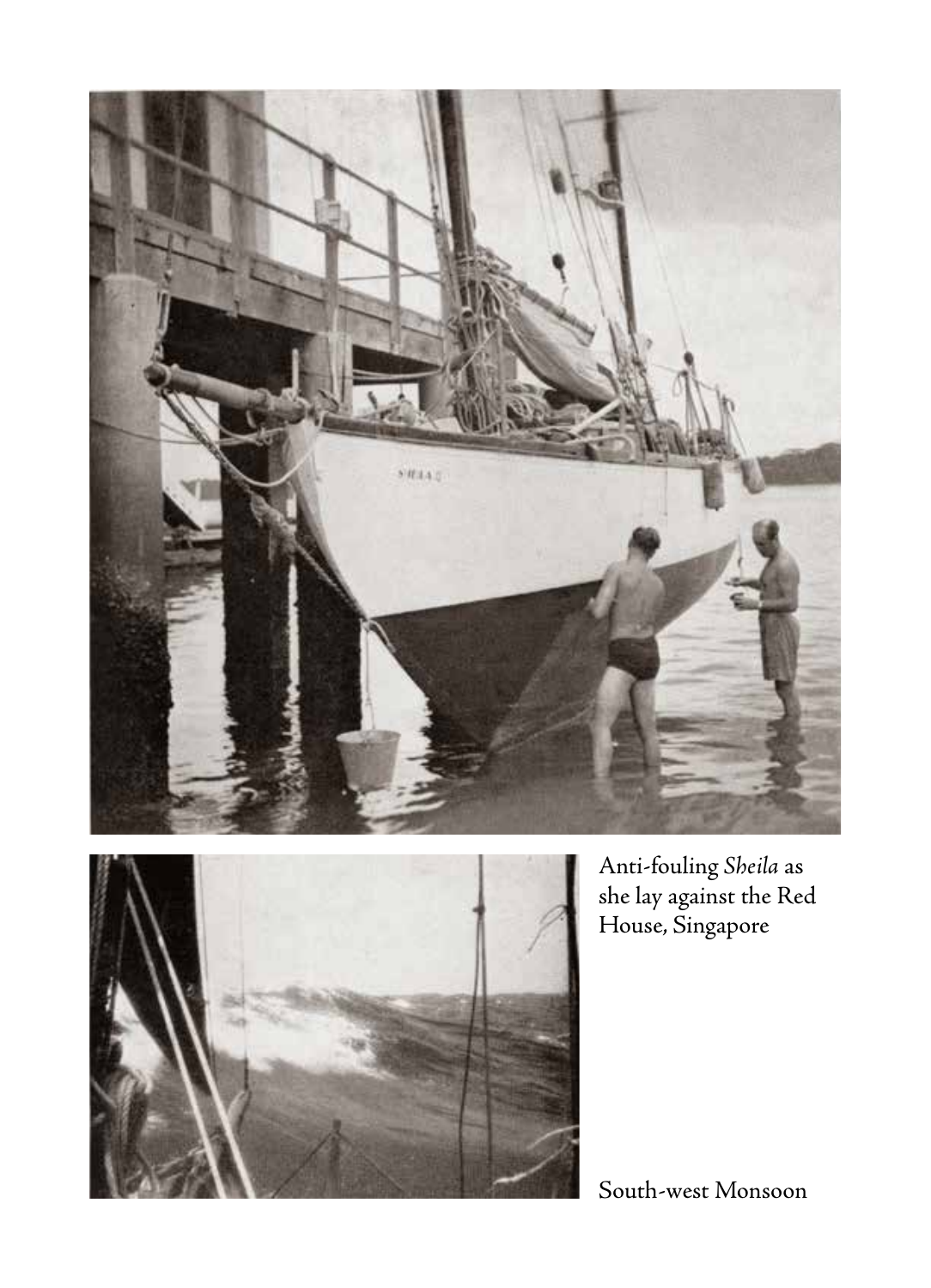Anti-fouling *Sheila* as she lay against the Red House, Singapore

South-west Monsoon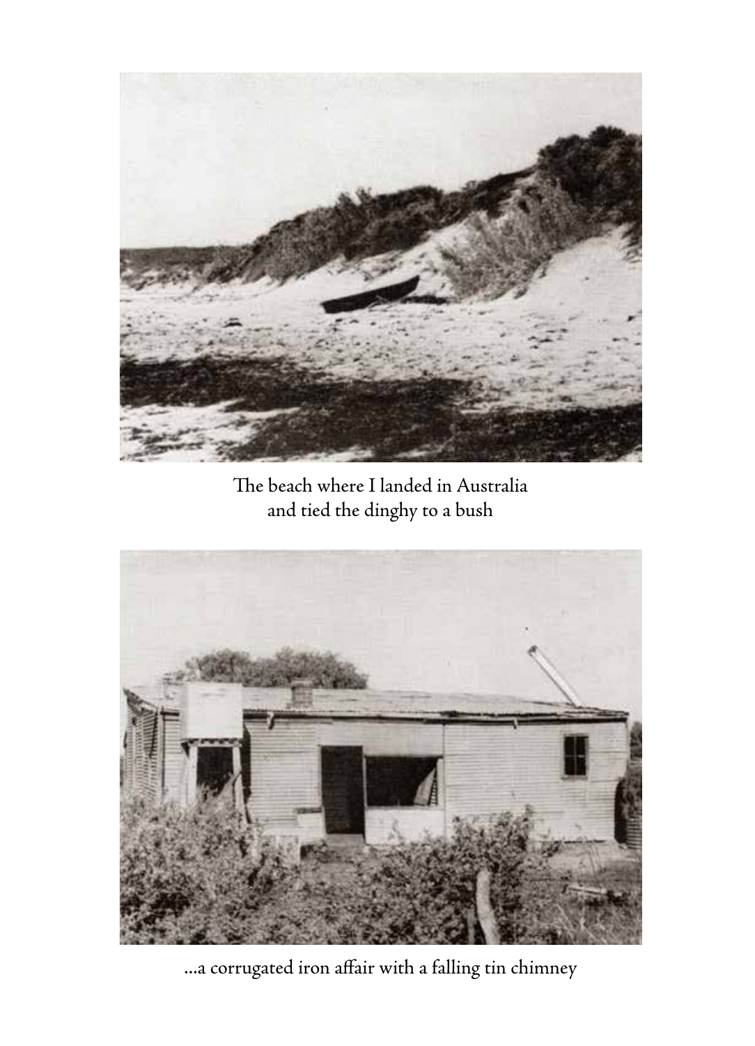The beach where I landed in Australia
and tied the dinghy to a bush

...a corrugated iron affair with a falling tin chimney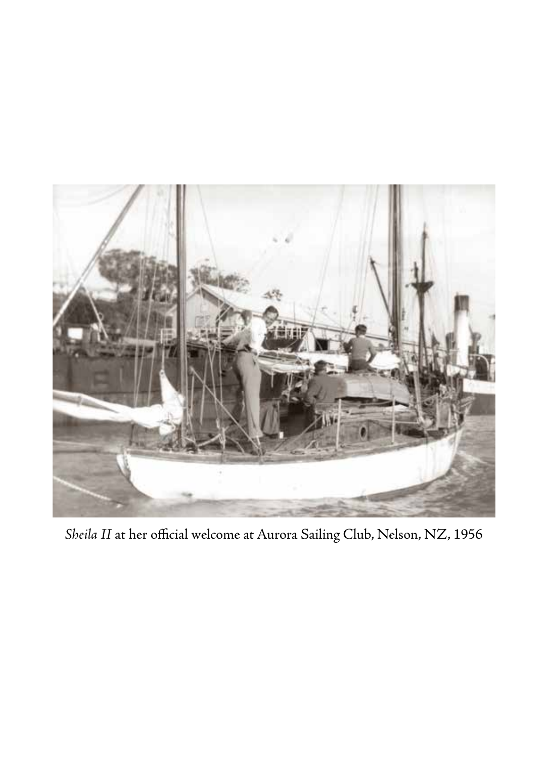*Sheila II* at her official welcome at Aurora Sailing Club, Nelson, NZ, 1956